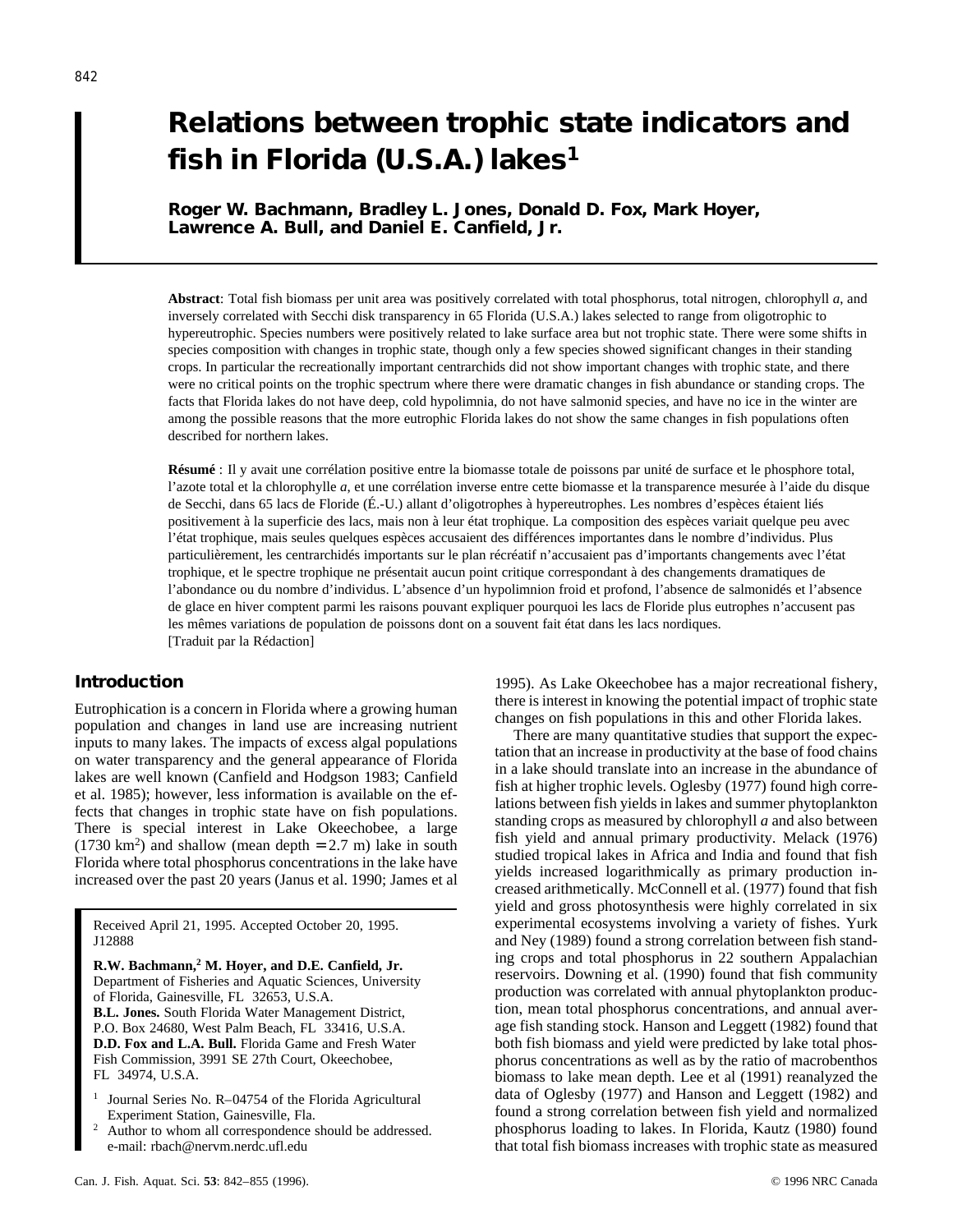# Relations between trophic state indicators and fish in Florida (U.S.A.) lakes[1]

**Roger W. Bachmann, Bradley L. Jones, Donald D. Fox, Mark Hoyer, Lawrence A. Bull, and Daniel E. Canfield, Jr.**

**Abstract**: Total fish biomass per unit area was positively correlated with total phosphorus, total nitrogen, chlorophyll *a*, and inversely correlated with Secchi disk transparency in 65 Florida (U.S.A.) lakes selected to range from oligotrophic to hypereutrophic. Species numbers were positively related to lake surface area but not trophic state. There were some shifts in species composition with changes in trophic state, though only a few species showed significant changes in their standing crops. In particular the recreationally important centrarchids did not show important changes with trophic state, and there were no critical points on the trophic spectrum where there were dramatic changes in fish abundance or standing crops. The facts that Florida lakes do not have deep, cold hypolimnia, do not have salmonid species, and have no ice in the winter are among the possible reasons that the more eutrophic Florida lakes do not show the same changes in fish populations often described for northern lakes.

**Résumé** : Il y avait une corrélation positive entre la biomasse totale de poissons par unité de surface et le phosphore total, l'azote total et la chlorophylle *a*, et une corrélation inverse entre cette biomasse et la transparence mesurée à l'aide du disque de Secchi, dans 65 lacs de Floride (É.-U.) allant d'oligotrophes à hypereutrophes. Les nombres d'espèces étaient liés positivement à la superficie des lacs, mais non à leur état trophique. La composition des espèces variait quelque peu avec l'état trophique, mais seules quelques espèces accusaient des différences importantes dans le nombre d'individus. Plus particulièrement, les centrarchidés importants sur le plan récréatif n'accusaient pas d'importants changements avec l'état trophique, et le spectre trophique ne présentait aucun point critique correspondant à des changements dramatiques de l'abondance ou du nombre d'individus. L'absence d'un hypolimnion froid et profond, l'absence de salmonidés et l'absence de glace en hiver comptent parmi les raisons pouvant expliquer pourquoi les lacs de Floride plus eutrophes n'accusent pas les mêmes variations de population de poissons dont on a souvent fait état dans les lacs nordiques.
[Traduit par la Rédaction]

## Introduction

Eutrophication is a concern in Florida where a growing human population and changes in land use are increasing nutrient inputs to many lakes. The impacts of excess algal populations on water transparency and the general appearance of Florida lakes are well known (Canfield and Hodgson 1983; Canfield et al. 1985); however, less information is available on the effects that changes in trophic state have on fish populations. There is special interest in Lake Okeechobee, a large (1730 km$^2$) and shallow (mean depth = 2.7 m) lake in south Florida where total phosphorus concentrations in the lake have increased over the past 20 years (Janus et al. 1990; James et al 1995). As Lake Okeechobee has a major recreational fishery, there is interest in knowing the potential impact of trophic state changes on fish populations in this and other Florida lakes.

There are many quantitative studies that support the expectation that an increase in productivity at the base of food chains in a lake should translate into an increase in the abundance of fish at higher trophic levels. Oglesby (1977) found high correlations between fish yields in lakes and summer phytoplankton standing crops as measured by chlorophyll *a* and also between fish yield and annual primary productivity. Melack (1976) studied tropical lakes in Africa and India and found that fish yields increased logarithmically as primary production increased arithmetically. McConnell et al. (1977) found that fish yield and gross photosynthesis were highly correlated in six experimental ecosystems involving a variety of fishes. Yurk and Ney (1989) found a strong correlation between fish standing crops and total phosphorus in 22 southern Appalachian reservoirs. Downing et al. (1990) found that fish community production was correlated with annual phytoplankton production, mean total phosphorus concentrations, and annual average fish standing stock. Hanson and Leggett (1982) found that both fish biomass and yield were predicted by lake total phosphorus concentrations as well as by the ratio of macrobenthos biomass to lake mean depth. Lee et al (1991) reanalyzed the data of Oglesby (1977) and Hanson and Leggett (1982) and found a strong correlation between fish yield and normalized phosphorus loading to lakes. In Florida, Kautz (1980) found that total fish biomass increases with trophic state as measured

Received April 21, 1995. Accepted October 20, 1995.
J12888

**R.W. Bachmann,[2] M. Hoyer, and D.E. Canfield, Jr.** Department of Fisheries and Aquatic Sciences, University of Florida, Gainesville, FL 32653, U.S.A.
**B.L. Jones.** South Florida Water Management District, P.O. Box 24680, West Palm Beach, FL 33416, U.S.A.
**D.D. Fox and L.A. Bull.** Florida Game and Fresh Water Fish Commission, 3991 SE 27th Court, Okeechobee, FL 34974, U.S.A.

[1] Journal Series No. R–04754 of the Florida Agricultural Experiment Station, Gainesville, Fla.

[2] Author to whom all correspondence should be addressed. e-mail: rbach@nervm.nerdc.ufl.edu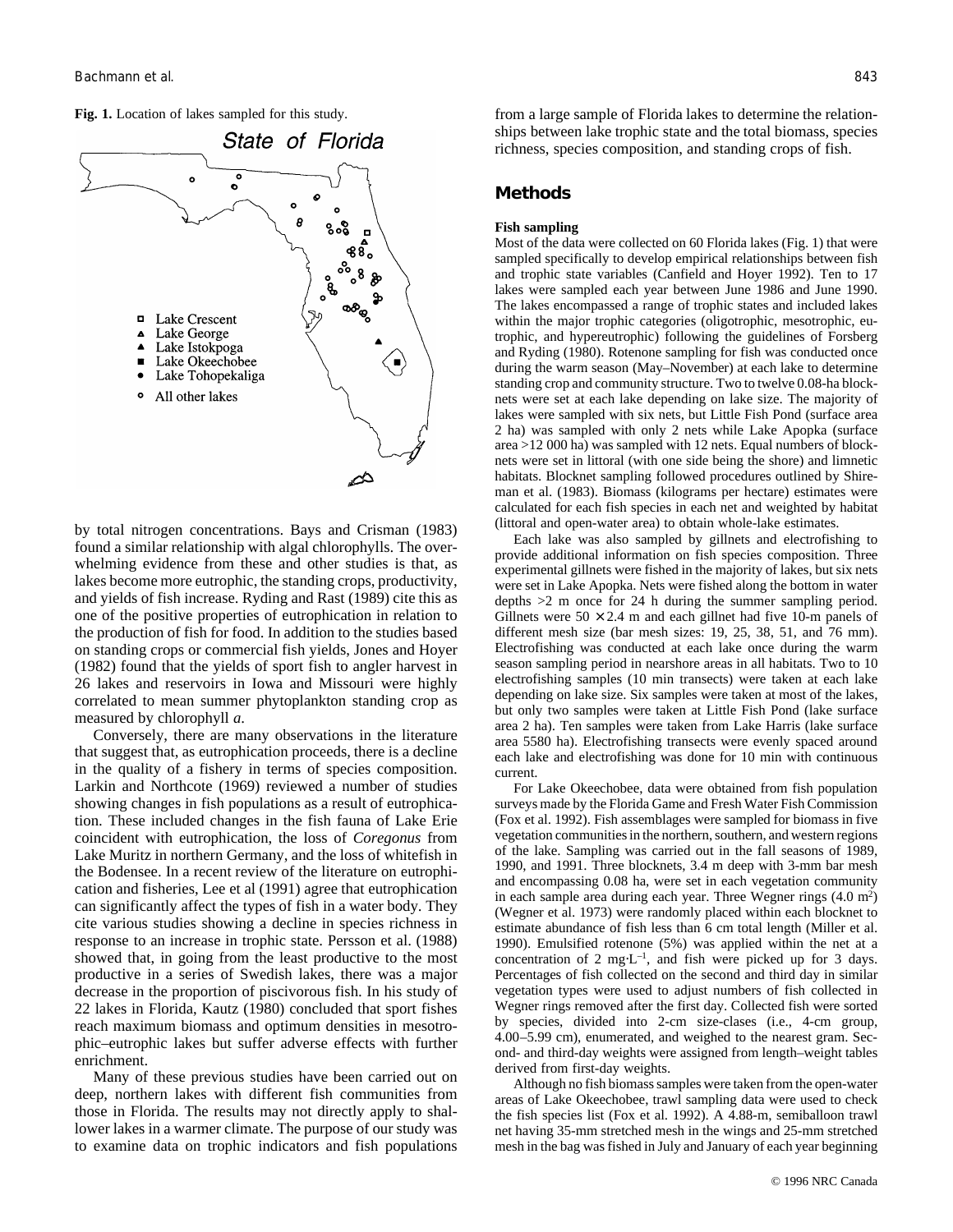**Fig. 1.** Location of lakes sampled for this study.

by total nitrogen concentrations. Bays and Crisman (1983) found a similar relationship with algal chlorophylls. The overwhelming evidence from these and other studies is that, as lakes become more eutrophic, the standing crops, productivity, and yields of fish increase. Ryding and Rast (1989) cite this as one of the positive properties of eutrophication in relation to the production of fish for food. In addition to the studies based on standing crops or commercial fish yields, Jones and Hoyer (1982) found that the yields of sport fish to angler harvest in 26 lakes and reservoirs in Iowa and Missouri were highly correlated to mean summer phytoplankton standing crop as measured by chlorophyll *a*.

Conversely, there are many observations in the literature that suggest that, as eutrophication proceeds, there is a decline in the quality of a fishery in terms of species composition. Larkin and Northcote (1969) reviewed a number of studies showing changes in fish populations as a result of eutrophication. These included changes in the fish fauna of Lake Erie coincident with eutrophication, the loss of *Coregonus* from Lake Muritz in northern Germany, and the loss of whitefish in the Bodensee. In a recent review of the literature on eutrophication and fisheries, Lee et al (1991) agree that eutrophication can significantly affect the types of fish in a water body. They cite various studies showing a decline in species richness in response to an increase in trophic state. Persson et al. (1988) showed that, in going from the least productive to the most productive in a series of Swedish lakes, there was a major decrease in the proportion of piscivorous fish. In his study of 22 lakes in Florida, Kautz (1980) concluded that sport fishes reach maximum biomass and optimum densities in mesotrophic–eutrophic lakes but suffer adverse effects with further enrichment.

Many of these previous studies have been carried out on deep, northern lakes with different fish communities from those in Florida. The results may not directly apply to shallower lakes in a warmer climate. The purpose of our study was to examine data on trophic indicators and fish populations from a large sample of Florida lakes to determine the relationships between lake trophic state and the total biomass, species richness, species composition, and standing crops of fish.

## Methods

### Fish sampling

Most of the data were collected on 60 Florida lakes (Fig. 1) that were sampled specifically to develop empirical relationships between fish and trophic state variables (Canfield and Hoyer 1992). Ten to 17 lakes were sampled each year between June 1986 and June 1990. The lakes encompassed a range of trophic states and included lakes within the major trophic categories (oligotrophic, mesotrophic, eutrophic, and hypereutrophic) following the guidelines of Forsberg and Ryding (1980). Rotenone sampling for fish was conducted once during the warm season (May–November) at each lake to determine standing crop and community structure. Two to twelve 0.08-ha blocknets were set at each lake depending on lake size. The majority of lakes were sampled with six nets, but Little Fish Pond (surface area 2 ha) was sampled with only 2 nets while Lake Apopka (surface area >12 000 ha) was sampled with 12 nets. Equal numbers of blocknets were set in littoral (with one side being the shore) and limnetic habitats. Blocknet sampling followed procedures outlined by Shireman et al. (1983). Biomass (kilograms per hectare) estimates were calculated for each fish species in each net and weighted by habitat (littoral and open-water area) to obtain whole-lake estimates.

Each lake was also sampled by gillnets and electrofishing to provide additional information on fish species composition. Three experimental gillnets were fished in the majority of lakes, but six nets were set in Lake Apopka. Nets were fished along the bottom in water depths >2 m once for 24 h during the summer sampling period. Gillnets were $50 \times 2.4$ m and each gillnet had five 10-m panels of different mesh size (bar mesh sizes: 19, 25, 38, 51, and 76 mm). Electrofishing was conducted at each lake once during the warm season sampling period in nearshore areas in all habitats. Two to 10 electrofishing samples (10 min transects) were taken at each lake depending on lake size. Six samples were taken at most of the lakes, but only two samples were taken at Little Fish Pond (lake surface area 2 ha). Ten samples were taken from Lake Harris (lake surface area 5580 ha). Electrofishing transects were evenly spaced around each lake and electrofishing was done for 10 min with continuous current.

For Lake Okeechobee, data were obtained from fish population surveys made by the Florida Game and Fresh Water Fish Commission (Fox et al. 1992). Fish assemblages were sampled for biomass in five vegetation communities in the northern, southern, and western regions of the lake. Sampling was carried out in the fall seasons of 1989, 1990, and 1991. Three blocknets, 3.4 m deep with 3-mm bar mesh and encompassing 0.08 ha, were set in each vegetation community in each sample area during each year. Three Wegner rings (4.0 $m^2$) (Wegner et al. 1973) were randomly placed within each blocknet to estimate abundance of fish less than 6 cm total length (Miller et al. 1990). Emulsified rotenone (5%) was applied within the net at a concentration of 2 $mg \cdot L^{-1}$, and fish were picked up for 3 days. Percentages of fish collected on the second and third day in similar vegetation types were used to adjust numbers of fish collected in Wegner rings removed after the first day. Collected fish were sorted by species, divided into 2-cm size-clases (i.e., 4-cm group, 4.00–5.99 cm), enumerated, and weighed to the nearest gram. Second- and third-day weights were assigned from length–weight tables derived from first-day weights.

Although no fish biomass samples were taken from the open-water areas of Lake Okeechobee, trawl sampling data were used to check the fish species list (Fox et al. 1992). A 4.88-m, semiballoon trawl net having 35-mm stretched mesh in the wings and 25-mm stretched mesh in the bag was fished in July and January of each year beginning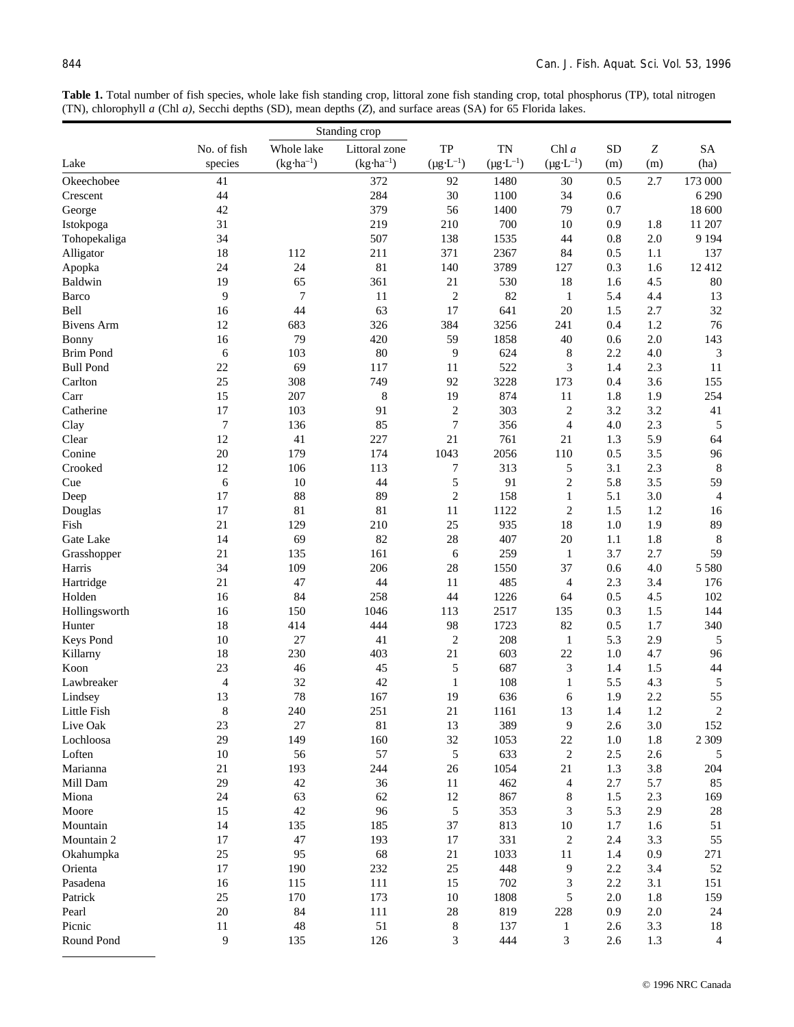**Table 1.** Total number of fish species, whole lake fish standing crop, littoral zone fish standing crop, total phosphorus (TP), total nitrogen (TN), chlorophyll *a* (Chl *a*), Secchi depths (SD), mean depths (*Z*), and surface areas (SA) for 65 Florida lakes.

| | | Standing crop | | | | | | | |
|---|---|---|---|---|---|---|---|---|---|
| Lake | No. of fish species | Whole lake ($kg \cdot ha^{-1}$) | Littoral zone ($kg \cdot ha^{-1}$) | TP ($\mu g \cdot L^{-1}$) | TN ($\mu g \cdot L^{-1}$) | Chl *a* ($\mu g \cdot L^{-1}$) | SD (m) | *Z* (m) | SA (ha) |
| Okeechobee | 41 | | 372 | 92 | 1480 | 30 | 0.5 | 2.7 | 173 000 |
| Crescent | 44 | | 284 | 30 | 1100 | 34 | 0.6 | | 6 290 |
| George | 42 | | 379 | 56 | 1400 | 79 | 0.7 | | 18 600 |
| Istokpoga | 31 | | 219 | 210 | 700 | 10 | 0.9 | 1.8 | 11 207 |
| Tohopekaliga | 34 | | 507 | 138 | 1535 | 44 | 0.8 | 2.0 | 9 194 |
| Alligator | 18 | 112 | 211 | 371 | 2367 | 84 | 0.5 | 1.1 | 137 |
| Apopka | 24 | 24 | 81 | 140 | 3789 | 127 | 0.3 | 1.6 | 12 412 |
| Baldwin | 19 | 65 | 361 | 21 | 530 | 18 | 1.6 | 4.5 | 80 |
| Barco | 9 | 7 | 11 | 2 | 82 | 1 | 5.4 | 4.4 | 13 |
| Bell | 16 | 44 | 63 | 17 | 641 | 20 | 1.5 | 2.7 | 32 |
| Bivens Arm | 12 | 683 | 326 | 384 | 3256 | 241 | 0.4 | 1.2 | 76 |
| Bonny | 16 | 79 | 420 | 59 | 1858 | 40 | 0.6 | 2.0 | 143 |
| Brim Pond | 6 | 103 | 80 | 9 | 624 | 8 | 2.2 | 4.0 | 3 |
| Bull Pond | 22 | 69 | 117 | 11 | 522 | 3 | 1.4 | 2.3 | 11 |
| Carlton | 25 | 308 | 749 | 92 | 3228 | 173 | 0.4 | 3.6 | 155 |
| Carr | 15 | 207 | 8 | 19 | 874 | 11 | 1.8 | 1.9 | 254 |
| Catherine | 17 | 103 | 91 | 2 | 303 | 2 | 3.2 | 3.2 | 41 |
| Clay | 7 | 136 | 85 | 7 | 356 | 4 | 4.0 | 2.3 | 5 |
| Clear | 12 | 41 | 227 | 21 | 761 | 21 | 1.3 | 5.9 | 64 |
| Conine | 20 | 179 | 174 | 1043 | 2056 | 110 | 0.5 | 3.5 | 96 |
| Crooked | 12 | 106 | 113 | 7 | 313 | 5 | 3.1 | 2.3 | 8 |
| Cue | 6 | 10 | 44 | 5 | 91 | 2 | 5.8 | 3.5 | 59 |
| Deep | 17 | 88 | 89 | 2 | 158 | 1 | 5.1 | 3.0 | 4 |
| Douglas | 17 | 81 | 81 | 11 | 1122 | 2 | 1.5 | 1.2 | 16 |
| Fish | 21 | 129 | 210 | 25 | 935 | 18 | 1.0 | 1.9 | 89 |
| Gate Lake | 14 | 69 | 82 | 28 | 407 | 20 | 1.1 | 1.8 | 8 |
| Grasshopper | 21 | 135 | 161 | 6 | 259 | 1 | 3.7 | 2.7 | 59 |
| Harris | 34 | 109 | 206 | 28 | 1550 | 37 | 0.6 | 4.0 | 5 580 |
| Hartridge | 21 | 47 | 44 | 11 | 485 | 4 | 2.3 | 3.4 | 176 |
| Holden | 16 | 84 | 258 | 44 | 1226 | 64 | 0.5 | 4.5 | 102 |
| Hollingsworth | 16 | 150 | 1046 | 113 | 2517 | 135 | 0.3 | 1.5 | 144 |
| Hunter | 18 | 414 | 444 | 98 | 1723 | 82 | 0.5 | 1.7 | 340 |
| Keys Pond | 10 | 27 | 41 | 2 | 208 | 1 | 5.3 | 2.9 | 5 |
| Killarny | 18 | 230 | 403 | 21 | 603 | 22 | 1.0 | 4.7 | 96 |
| Koon | 23 | 46 | 45 | 5 | 687 | 3 | 1.4 | 1.5 | 44 |
| Lawbreaker | 4 | 32 | 42 | 1 | 108 | 1 | 5.5 | 4.3 | 5 |
| Lindsey | 13 | 78 | 167 | 19 | 636 | 6 | 1.9 | 2.2 | 55 |
| Little Fish | 8 | 240 | 251 | 21 | 1161 | 13 | 1.4 | 1.2 | 2 |
| Live Oak | 23 | 27 | 81 | 13 | 389 | 9 | 2.6 | 3.0 | 152 |
| Lochloosa | 29 | 149 | 160 | 32 | 1053 | 22 | 1.0 | 1.8 | 2 309 |
| Loften | 10 | 56 | 57 | 5 | 633 | 2 | 2.5 | 2.6 | 5 |
| Marianna | 21 | 193 | 244 | 26 | 1054 | 21 | 1.3 | 3.8 | 204 |
| Mill Dam | 29 | 42 | 36 | 11 | 462 | 4 | 2.7 | 5.7 | 85 |
| Miona | 24 | 63 | 62 | 12 | 867 | 8 | 1.5 | 2.3 | 169 |
| Moore | 15 | 42 | 96 | 5 | 353 | 3 | 5.3 | 2.9 | 28 |
| Mountain | 14 | 135 | 185 | 37 | 813 | 10 | 1.7 | 1.6 | 51 |
| Mountain 2 | 17 | 47 | 193 | 17 | 331 | 2 | 2.4 | 3.3 | 55 |
| Okahumpka | 25 | 95 | 68 | 21 | 1033 | 11 | 1.4 | 0.9 | 271 |
| Orienta | 17 | 190 | 232 | 25 | 448 | 9 | 2.2 | 3.4 | 52 |
| Pasadena | 16 | 115 | 111 | 15 | 702 | 3 | 2.2 | 3.1 | 151 |
| Patrick | 25 | 170 | 173 | 10 | 1808 | 5 | 2.0 | 1.8 | 159 |
| Pearl | 20 | 84 | 111 | 28 | 819 | 228 | 0.9 | 2.0 | 24 |
| Picnic | 11 | 48 | 51 | 8 | 137 | 1 | 2.6 | 3.3 | 18 |
| Round Pond | 9 | 135 | 126 | 3 | 444 | 3 | 2.6 | 1.3 | 4 |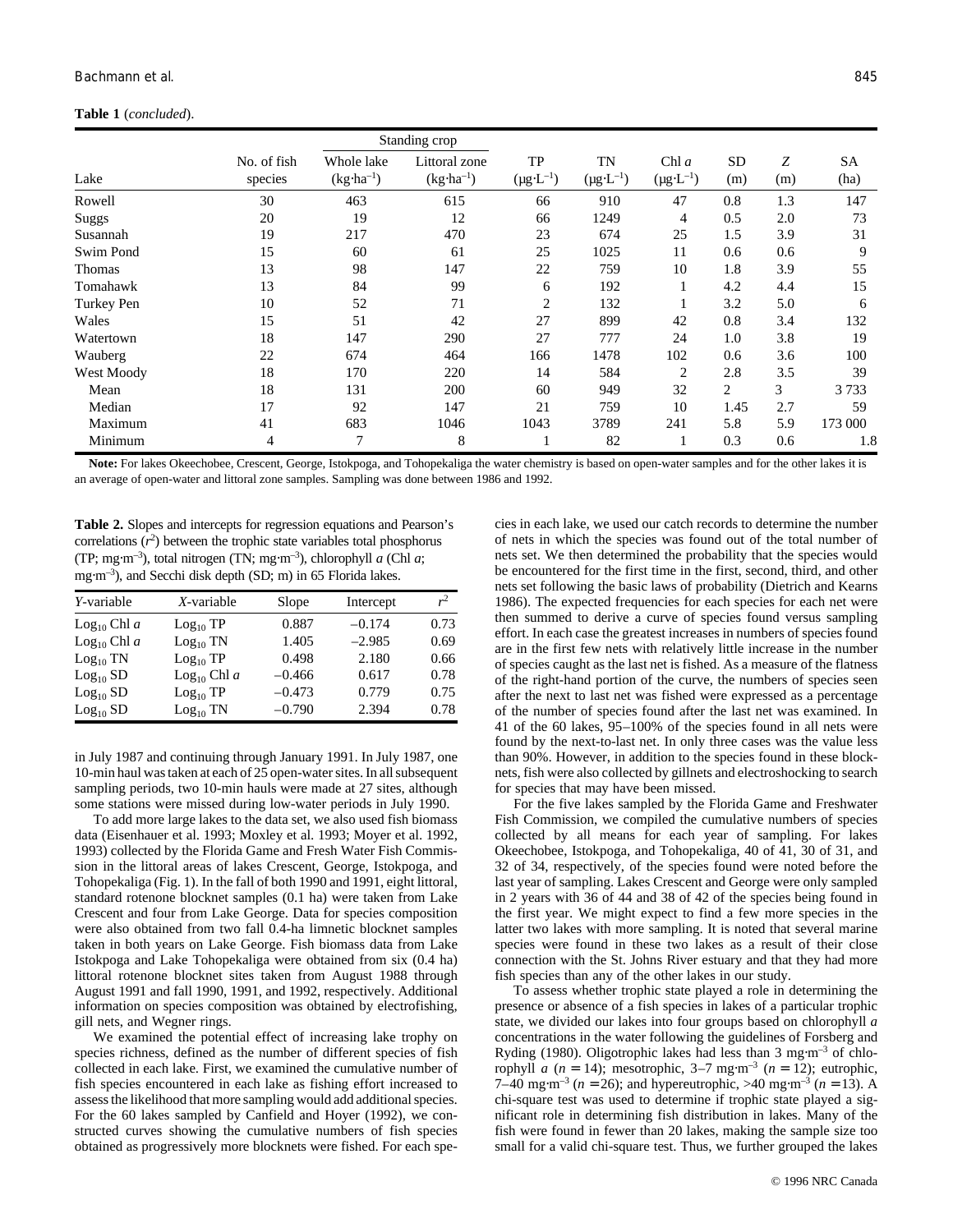**Table 1** (*concluded*).

| Lake | No. of fish species | Standing crop | | TP ($\mu g \cdot L^{-1}$) | TN ($\mu g \cdot L^{-1}$) | Chl *a* ($\mu g \cdot L^{-1}$) | SD (m) | *Z* (m) | SA (ha) |
|---|---|---|---|---|---|---|---|---|---|
| | | Whole lake ($kg \cdot ha^{-1}$) | Littoral zone ($kg \cdot ha^{-1}$) | | | | | | |
| Rowell | 30 | 463 | 615 | 66 | 910 | 47 | 0.8 | 1.3 | 147 |
| Suggs | 20 | 19 | 12 | 66 | 1249 | 4 | 0.5 | 2.0 | 73 |
| Susannah | 19 | 217 | 470 | 23 | 674 | 25 | 1.5 | 3.9 | 31 |
| Swim Pond | 15 | 60 | 61 | 25 | 1025 | 11 | 0.6 | 0.6 | 9 |
| Thomas | 13 | 98 | 147 | 22 | 759 | 10 | 1.8 | 3.9 | 55 |
| Tomahawk | 13 | 84 | 99 | 6 | 192 | 1 | 4.2 | 4.4 | 15 |
| Turkey Pen | 10 | 52 | 71 | 2 | 132 | 1 | 3.2 | 5.0 | 6 |
| Wales | 15 | 51 | 42 | 27 | 899 | 42 | 0.8 | 3.4 | 132 |
| Watertown | 18 | 147 | 290 | 27 | 777 | 24 | 1.0 | 3.8 | 19 |
| Wauberg | 22 | 674 | 464 | 166 | 1478 | 102 | 0.6 | 3.6 | 100 |
| West Moody | 18 | 170 | 220 | 14 | 584 | 2 | 2.8 | 3.5 | 39 |
| Mean | 18 | 131 | 200 | 60 | 949 | 32 | 2 | 3 | 3 733 |
| Median | 17 | 92 | 147 | 21 | 759 | 10 | 1.45 | 2.7 | 59 |
| Maximum | 41 | 683 | 1046 | 1043 | 3789 | 241 | 5.8 | 5.9 | 173 000 |
| Minimum | 4 | 7 | 8 | 1 | 82 | 1 | 0.3 | 0.6 | 1.8 |

**Note:** For lakes Okeechobee, Crescent, George, Istokpoga, and Tohopekaliga the water chemistry is based on open-water samples and for the other lakes it is an average of open-water and littoral zone samples. Sampling was done between 1986 and 1992.

**Table 2.** Slopes and intercepts for regression equations and Pearson's correlations ($r^2$) between the trophic state variables total phosphorus (TP; $mg \cdot m^{-3}$), total nitrogen (TN; $mg \cdot m^{-3}$), chlorophyll *a* (Chl *a*; $mg \cdot m^{-3}$), and Secchi disk depth (SD; m) in 65 Florida lakes.

| *Y*-variable | *X*-variable | Slope | Intercept | $r^2$ |
|---|---|---|---|---|
| $Log_{10}$ Chl *a* | $Log_{10}$ TP | 0.887 | −0.174 | 0.73 |
| $Log_{10}$ Chl *a* | $Log_{10}$ TN | 1.405 | −2.985 | 0.69 |
| $Log_{10}$ TN | $Log_{10}$ TP | 0.498 | 2.180 | 0.66 |
| $Log_{10}$ SD | $Log_{10}$ Chl *a* | −0.466 | 0.617 | 0.78 |
| $Log_{10}$ SD | $Log_{10}$ TP | −0.473 | 0.779 | 0.75 |
| $Log_{10}$ SD | $Log_{10}$ TN | −0.790 | 2.394 | 0.78 |

in July 1987 and continuing through January 1991. In July 1987, one 10-min haul was taken at each of 25 open-water sites. In all subsequent sampling periods, two 10-min hauls were made at 27 sites, although some stations were missed during low-water periods in July 1990.

To add more large lakes to the data set, we also used fish biomass data (Eisenhauer et al. 1993; Moxley et al. 1993; Moyer et al. 1992, 1993) collected by the Florida Game and Fresh Water Fish Commission in the littoral areas of lakes Crescent, George, Istokpoga, and Tohopekaliga (Fig. 1). In the fall of both 1990 and 1991, eight littoral, standard rotenone blocknet samples (0.1 ha) were taken from Lake Crescent and four from Lake George. Data for species composition were also obtained from two fall 0.4-ha limnetic blocknet samples taken in both years on Lake George. Fish biomass data from Lake Istokpoga and Lake Tohopekaliga were obtained from six (0.4 ha) littoral rotenone blocknet sites taken from August 1988 through August 1991 and fall 1990, 1991, and 1992, respectively. Additional information on species composition was obtained by electrofishing, gill nets, and Wegner rings.

We examined the potential effect of increasing lake trophy on species richness, defined as the number of different species of fish collected in each lake. First, we examined the cumulative number of fish species encountered in each lake as fishing effort increased to assess the likelihood that more sampling would add additional species. For the 60 lakes sampled by Canfield and Hoyer (1992), we constructed curves showing the cumulative numbers of fish species obtained as progressively more blocknets were fished. For each species in each lake, we used our catch records to determine the number of nets in which the species was found out of the total number of nets set. We then determined the probability that the species would be encountered for the first time in the first, second, third, and other nets set following the basic laws of probability (Dietrich and Kearns 1986). The expected frequencies for each species for each net were then summed to derive a curve of species found versus sampling effort. In each case the greatest increases in numbers of species found are in the first few nets with relatively little increase in the number of species caught as the last net is fished. As a measure of the flatness of the right-hand portion of the curve, the numbers of species seen after the next to last net was fished were expressed as a percentage of the number of species found after the last net was examined. In 41 of the 60 lakes, 95–100% of the species found in all nets were found by the next-to-last net. In only three cases was the value less than 90%. However, in addition to the species found in these blocknets, fish were also collected by gillnets and electroshocking to search for species that may have been missed.

For the five lakes sampled by the Florida Game and Freshwater Fish Commission, we compiled the cumulative numbers of species collected by all means for each year of sampling. For lakes Okeechobee, Istokpoga, and Tohopekaliga, 40 of 41, 30 of 31, and 32 of 34, respectively, of the species found were noted before the last year of sampling. Lakes Crescent and George were only sampled in 2 years with 36 of 44 and 38 of 42 of the species being found in the first year. We might expect to find a few more species in the latter two lakes with more sampling. It is noted that several marine species were found in these two lakes as a result of their close connection with the St. Johns River estuary and that they had more fish species than any of the other lakes in our study.

To assess whether trophic state played a role in determining the presence or absence of a fish species in lakes of a particular trophic state, we divided our lakes into four groups based on chlorophyll *a* concentrations in the water following the guidelines of Forsberg and Ryding (1980). Oligotrophic lakes had less than 3 $mg \cdot m^{-3}$ of chlorophyll *a* ($n = 14$); mesotrophic, 3–7 $mg \cdot m^{-3}$ ($n = 12$); eutrophic, 7–40 $mg \cdot m^{-3}$ ($n = 26$); and hypereutrophic, >40 $mg \cdot m^{-3}$ ($n = 13$). A chi-square test was used to determine if trophic state played a significant role in determining fish distribution in lakes. Many of the fish were found in fewer than 20 lakes, making the sample size too small for a valid chi-square test. Thus, we further grouped the lakes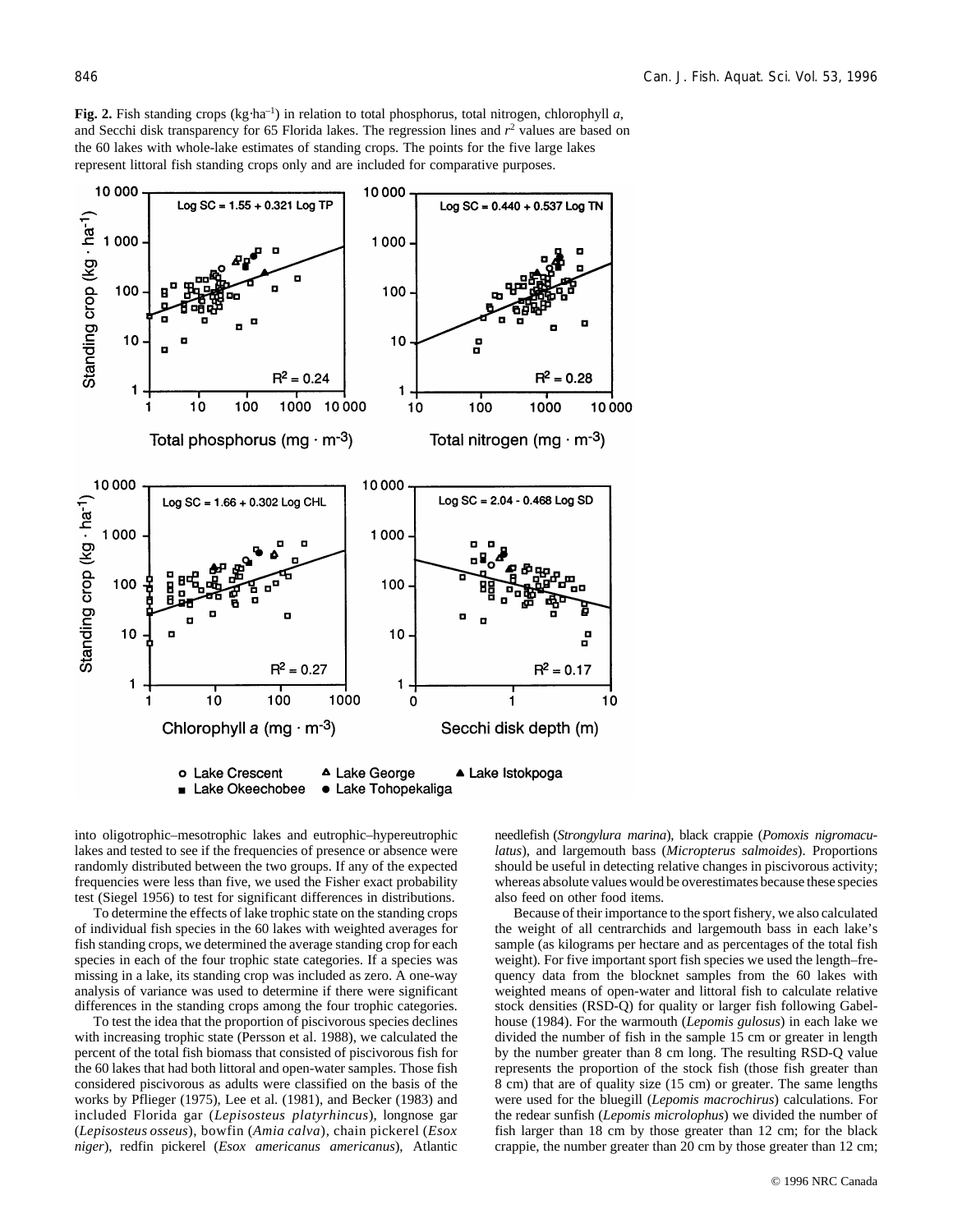**Fig. 2.** Fish standing crops (kg·ha$^{-1}$) in relation to total phosphorus, total nitrogen, chlorophyll *a*, and Secchi disk transparency for 65 Florida lakes. The regression lines and $r^2$ values are based on the 60 lakes with whole-lake estimates of standing crops. The points for the five large lakes represent littoral fish standing crops only and are included for comparative purposes.

into oligotrophic–mesotrophic lakes and eutrophic–hypereutrophic lakes and tested to see if the frequencies of presence or absence were randomly distributed between the two groups. If any of the expected frequencies were less than five, we used the Fisher exact probability test (Siegel 1956) to test for significant differences in distributions.

To determine the effects of lake trophic state on the standing crops of individual fish species in the 60 lakes with weighted averages for fish standing crops, we determined the average standing crop for each species in each of the four trophic state categories. If a species was missing in a lake, its standing crop was included as zero. A one-way analysis of variance was used to determine if there were significant differences in the standing crops among the four trophic categories.

To test the idea that the proportion of piscivorous species declines with increasing trophic state (Persson et al. 1988), we calculated the percent of the total fish biomass that consisted of piscivorous fish for the 60 lakes that had both littoral and open-water samples. Those fish considered piscivorous as adults were classified on the basis of the works by Pflieger (1975), Lee et al. (1981), and Becker (1983) and included Florida gar (*Lepisosteus platyrhincus*), longnose gar (*Lepisosteus osseus*), bowfin (*Amia calva*), chain pickerel (*Esox niger*), redfin pickerel (*Esox americanus americanus*), Atlantic needlefish (*Strongylura marina*), black crappie (*Pomoxis nigromaculatus*), and largemouth bass (*Micropterus salmoides*). Proportions should be useful in detecting relative changes in piscivorous activity; whereas absolute values would be overestimates because these species also feed on other food items.

Because of their importance to the sport fishery, we also calculated the weight of all centrarchids and largemouth bass in each lake's sample (as kilograms per hectare and as percentages of the total fish weight). For five important sport fish species we used the length–frequency data from the blocknet samples from the 60 lakes with weighted means of open-water and littoral fish to calculate relative stock densities (RSD-Q) for quality or larger fish following Gabelhouse (1984). For the warmouth (*Lepomis gulosus*) in each lake we divided the number of fish in the sample 15 cm or greater in length by the number greater than 8 cm long. The resulting RSD-Q value represents the proportion of the stock fish (those fish greater than 8 cm) that are of quality size (15 cm) or greater. The same lengths were used for the bluegill (*Lepomis macrochirus*) calculations. For the redear sunfish (*Lepomis microlophus*) we divided the number of fish larger than 18 cm by those greater than 12 cm; for the black crappie, the number greater than 20 cm by those greater than 12 cm;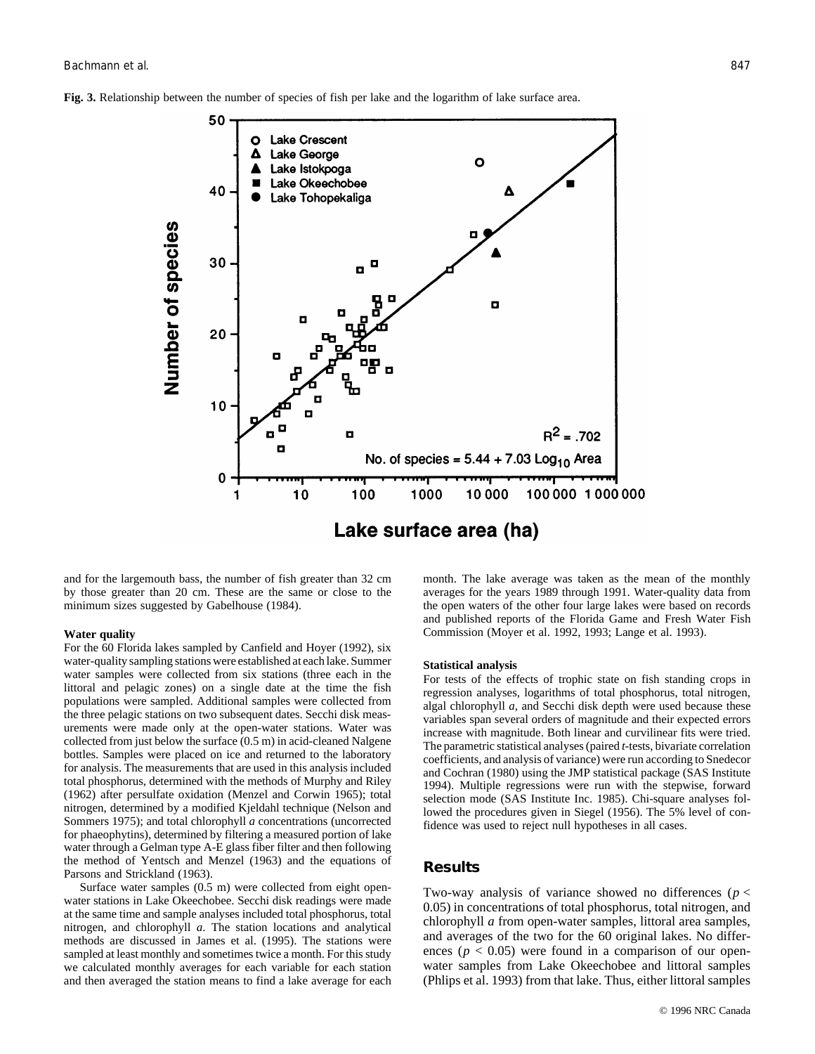**Fig. 3.** Relationship between the number of species of fish per lake and the logarithm of lake surface area.

and for the largemouth bass, the number of fish greater than 32 cm by those greater than 20 cm. These are the same or close to the minimum sizes suggested by Gabelhouse (1984).

### Water quality

For the 60 Florida lakes sampled by Canfield and Hoyer (1992), six water-quality sampling stations were established at each lake. Summer water samples were collected from six stations (three each in the littoral and pelagic zones) on a single date at the time the fish populations were sampled. Additional samples were collected from the three pelagic stations on two subsequent dates. Secchi disk measurements were made only at the open-water stations. Water was collected from just below the surface (0.5 m) in acid-cleaned Nalgene bottles. Samples were placed on ice and returned to the laboratory for analysis. The measurements that are used in this analysis included total phosphorus, determined with the methods of Murphy and Riley (1962) after persulfate oxidation (Menzel and Corwin 1965); total nitrogen, determined by a modified Kjeldahl technique (Nelson and Sommers 1975); and total chlorophyll *a* concentrations (uncorrected for phaeophytins), determined by filtering a measured portion of lake water through a Gelman type A-E glass fiber filter and then following the method of Yentsch and Menzel (1963) and the equations of Parsons and Strickland (1963).

Surface water samples (0.5 m) were collected from eight open-water stations in Lake Okeechobee. Secchi disk readings were made at the same time and sample analyses included total phosphorus, total nitrogen, and chlorophyll *a*. The station locations and analytical methods are discussed in James et al. (1995). The stations were sampled at least monthly and sometimes twice a month. For this study we calculated monthly averages for each variable for each station and then averaged the station means to find a lake average for each month. The lake average was taken as the mean of the monthly averages for the years 1989 through 1991. Water-quality data from the open waters of the other four large lakes were based on records and published reports of the Florida Game and Fresh Water Fish Commission (Moyer et al. 1992, 1993; Lange et al. 1993).

### Statistical analysis

For tests of the effects of trophic state on fish standing crops in regression analyses, logarithms of total phosphorus, total nitrogen, algal chlorophyll *a*, and Secchi disk depth were used because these variables span several orders of magnitude and their expected errors increase with magnitude. Both linear and curvilinear fits were tried. The parametric statistical analyses (paired *t*-tests, bivariate correlation coefficients, and analysis of variance) were run according to Snedecor and Cochran (1980) using the JMP statistical package (SAS Institute 1994). Multiple regressions were run with the stepwise, forward selection mode (SAS Institute Inc. 1985). Chi-square analyses followed the procedures given in Siegel (1956). The 5% level of confidence was used to reject null hypotheses in all cases.

## Results

Two-way analysis of variance showed no differences ($p < 0.05$) in concentrations of total phosphorus, total nitrogen, and chlorophyll *a* from open-water samples, littoral area samples, and averages of the two for the 60 original lakes. No differences ($p < 0.05$) were found in a comparison of our open-water samples from Lake Okeechobee and littoral samples (Phlips et al. 1993) from that lake. Thus, either littoral samples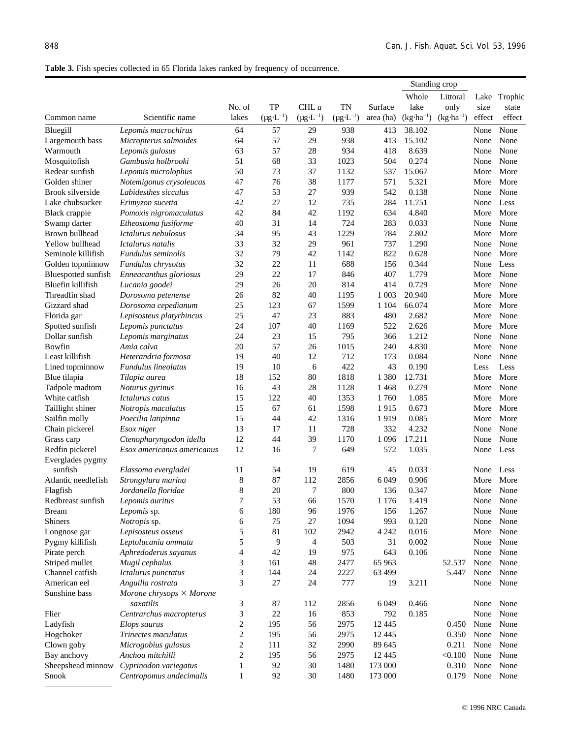**Table 3.** Fish species collected in 65 Florida lakes ranked by frequency of occurrence.

| | | | | | | | Standing crop | | | |
|---|---|---|---|---|---|---|---|---|---|---|
| Common name | Scientific name | No. of lakes | TP ($\mu g \cdot L^{-1}$) | CHL *a* ($\mu g \cdot L^{-1}$) | TN ($\mu g \cdot L^{-1}$) | Surface area (ha) | Whole lake ($kg \cdot ha^{-1}$) | Littoral only ($kg \cdot ha^{-1}$) | Lake size effect | Trophic state effect |
| Bluegill | *Lepomis macrochirus* | 64 | 57 | 29 | 938 | 413 | 38.102 | | None | None |
| Largemouth bass | *Micropterus salmoides* | 64 | 57 | 29 | 938 | 413 | 15.102 | | None | None |
| Warmouth | *Lepomis gulosus* | 63 | 57 | 28 | 934 | 418 | 8.639 | | None | None |
| Mosquitofish | *Gambusia holbrooki* | 51 | 68 | 33 | 1023 | 504 | 0.274 | | None | None |
| Redear sunfish | *Lepomis microlophus* | 50 | 73 | 37 | 1132 | 537 | 15.067 | | More | More |
| Golden shiner | *Notemigonus crysoleucas* | 47 | 76 | 38 | 1177 | 571 | 5.321 | | More | More |
| Brook silverside | *Labidesthes sicculus* | 47 | 53 | 27 | 939 | 542 | 0.138 | | None | None |
| Lake chubsucker | *Erimyzon sucetta* | 42 | 27 | 12 | 735 | 284 | 11.751 | | None | Less |
| Black crappie | *Pomoxis nigromaculatus* | 42 | 84 | 42 | 1192 | 634 | 4.840 | | More | More |
| Swamp darter | *Etheostoma fusiforme* | 40 | 31 | 14 | 724 | 283 | 0.033 | | None | None |
| Brown bullhead | *Ictalurus nebulosus* | 34 | 95 | 43 | 1229 | 784 | 2.802 | | More | More |
| Yellow bullhead | *Ictalurus natalis* | 33 | 32 | 29 | 961 | 737 | 1.290 | | None | None |
| Seminole killifish | *Fundulus seminolis* | 32 | 79 | 42 | 1142 | 822 | 0.628 | | None | More |
| Golden topminnow | *Fundulus chrysotus* | 32 | 22 | 11 | 688 | 156 | 0.344 | | None | Less |
| Bluespotted sunfish | *Enneacanthus gloriosus* | 29 | 22 | 17 | 846 | 407 | 1.779 | | More | None |
| Bluefin killifish | *Lucania goodei* | 29 | 26 | 20 | 814 | 414 | 0.729 | | More | None |
| Threadfin shad | *Dorosoma petenense* | 26 | 82 | 40 | 1195 | 1 003 | 20.940 | | More | More |
| Gizzard shad | *Dorosoma cepedianum* | 25 | 123 | 67 | 1599 | 1 104 | 66.074 | | More | More |
| Florida gar | *Lepisosteus platyrhincus* | 25 | 47 | 23 | 883 | 480 | 2.682 | | More | None |
| Spotted sunfish | *Lepomis punctatus* | 24 | 107 | 40 | 1169 | 522 | 2.626 | | More | More |
| Dollar sunfish | *Lepomis marginatus* | 24 | 23 | 15 | 795 | 366 | 1.212 | | None | None |
| Bowfin | *Amia calva* | 20 | 57 | 26 | 1015 | 240 | 4.830 | | More | None |
| Least killifish | *Heterandria formosa* | 19 | 40 | 12 | 712 | 173 | 0.084 | | None | None |
| Lined topminnow | *Fundulus lineolatus* | 19 | 10 | 6 | 422 | 43 | 0.190 | | Less | Less |
| Blue tilapia | *Tilapia aurea* | 18 | 152 | 80 | 1818 | 1 380 | 12.731 | | More | More |
| Tadpole madtom | *Noturus gyrinus* | 16 | 43 | 28 | 1128 | 1 468 | 0.279 | | More | None |
| White catfish | *Ictalurus catus* | 15 | 122 | 40 | 1353 | 1 760 | 1.085 | | More | More |
| Taillight shiner | *Notropis maculatus* | 15 | 67 | 61 | 1598 | 1 915 | 0.673 | | More | More |
| Sailfin molly | *Poecilia latipinna* | 15 | 44 | 42 | 1316 | 1 919 | 0.085 | | More | More |
| Chain pickerel | *Esox niger* | 13 | 17 | 11 | 728 | 332 | 4.232 | | None | None |
| Grass carp | *Ctenopharyngodon idella* | 12 | 44 | 39 | 1170 | 1 096 | 17.211 | | None | None |
| Redfin pickerel | *Esox americanus americanus* | 12 | 16 | 7 | 649 | 572 | 1.035 | | None | Less |
| Everglades pygmy sunfish | *Elassoma evergladei* | 11 | 54 | 19 | 619 | 45 | 0.033 | | None | Less |
| Atlantic needlefish | *Strongylura marina* | 8 | 87 | 112 | 2856 | 6 049 | 0.906 | | More | More |
| Flagfish | *Jordanella floridae* | 8 | 20 | 7 | 800 | 136 | 0.347 | | More | None |
| Redbreast sunfish | *Lepomis auritus* | 7 | 53 | 66 | 1570 | 1 176 | 1.419 | | None | None |
| Bream | *Lepomis* sp. | 6 | 180 | 96 | 1976 | 156 | 1.267 | | None | None |
| Shiners | *Notropis* sp. | 6 | 75 | 27 | 1094 | 993 | 0.120 | | None | None |
| Longnose gar | *Lepisosteus osseus* | 5 | 81 | 102 | 2942 | 4 242 | 0.016 | | More | None |
| Pygmy killifish | *Leptolucania ommata* | 5 | 9 | 4 | 503 | 31 | 0.002 | | None | None |
| Pirate perch | *Aphredoderus sayanus* | 4 | 42 | 19 | 975 | 643 | 0.106 | | None | None |
| Striped mullet | *Mugil cephalus* | 3 | 161 | 48 | 2477 | 65 963 | | 52.537 | None | None |
| Channel catfish | *Ictalurus punctatus* | 3 | 144 | 24 | 2227 | 63 499 | | 5.447 | None | None |
| American eel | *Anguilla rostrata* | 3 | 27 | 24 | 777 | 19 | 3.211 | | None | None |
| Sunshine bass | *Morone chrysops* × *Morone saxatilis* | 3 | 87 | 112 | 2856 | 6 049 | 0.466 | | None | None |
| Flier | *Centrarchus macropterus* | 3 | 22 | 16 | 853 | 792 | 0.185 | | None | None |
| Ladyfish | *Elops saurus* | 2 | 195 | 56 | 2975 | 12 445 | | 0.450 | None | None |
| Hogchoker | *Trinectes maculatus* | 2 | 195 | 56 | 2975 | 12 445 | | 0.350 | None | None |
| Clown goby | *Microgobius gulosus* | 2 | 111 | 32 | 2990 | 89 645 | | 0.211 | None | None |
| Bay anchovy | *Anchoa mitchilli* | 2 | 195 | 56 | 2975 | 12 445 | | <0.100 | None | None |
| Sheepshead minnow | *Cyprinodon variegatus* | 1 | 92 | 30 | 1480 | 173 000 | | 0.310 | None | None |
| Snook | *Centropomus undecimalis* | 1 | 92 | 30 | 1480 | 173 000 | | 0.179 | None | None |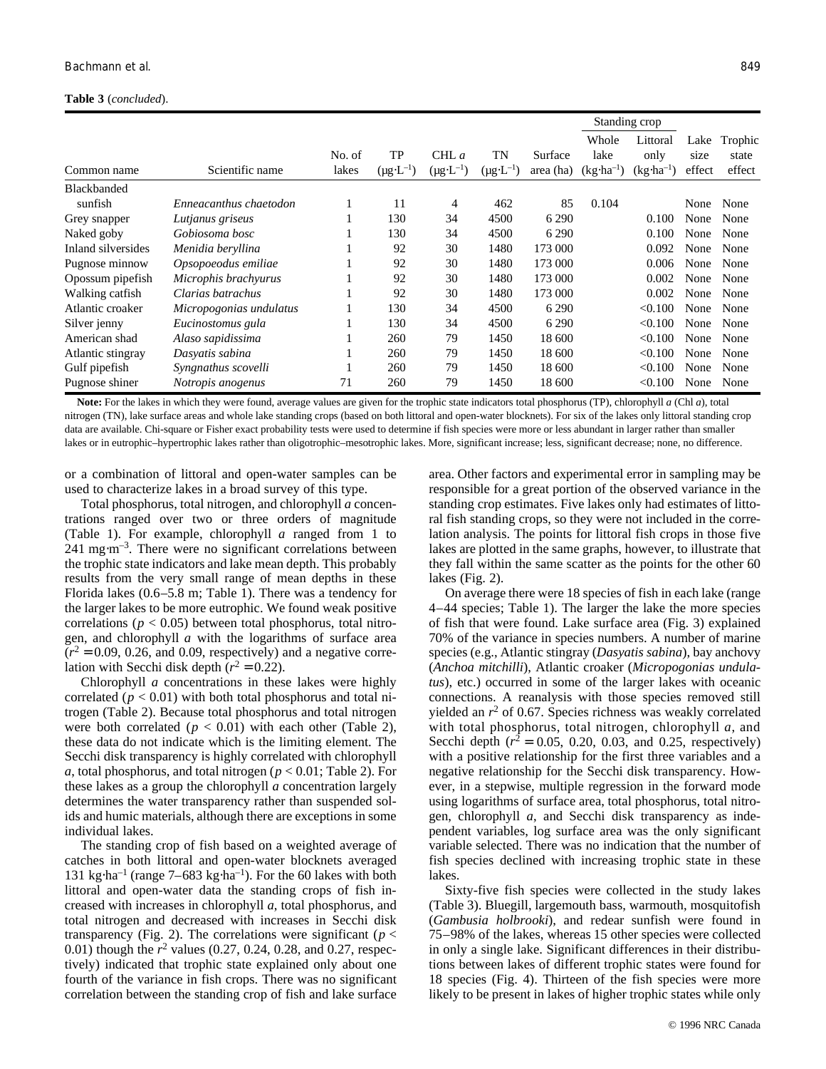**Table 3** (*concluded*).

| Common name | Scientific name | No. of lakes | TP ($\mu g \cdot L^{-1}$) | CHL *a* ($\mu g \cdot L^{-1}$) | TN ($\mu g \cdot L^{-1}$) | Surface area (ha) | Standing crop: Whole lake ($kg \cdot ha^{-1}$) | Standing crop: Littoral only ($kg \cdot ha^{-1}$) | Lake size effect | Trophic state effect |
|---|---|---|---|---|---|---|---|---|---|---|
| Blackbanded sunfish | *Enneacanthus chaetodon* | 1 | 11 | 4 | 462 | 85 | 0.104 | | None | None |
| Grey snapper | *Lutjanus griseus* | 1 | 130 | 34 | 4500 | 6 290 | | 0.100 | None | None |
| Naked goby | *Gobiosoma bosc* | 1 | 130 | 34 | 4500 | 6 290 | | 0.100 | None | None |
| Inland silversides | *Menidia beryllina* | 1 | 92 | 30 | 1480 | 173 000 | | 0.092 | None | None |
| Pugnose minnow | *Opsopoeodus emiliae* | 1 | 92 | 30 | 1480 | 173 000 | | 0.006 | None | None |
| Opossum pipefish | *Microphis brachyurus* | 1 | 92 | 30 | 1480 | 173 000 | | 0.002 | None | None |
| Walking catfish | *Clarias batrachus* | 1 | 92 | 30 | 1480 | 173 000 | | 0.002 | None | None |
| Atlantic croaker | *Micropogonias undulatus* | 1 | 130 | 34 | 4500 | 6 290 | | <0.100 | None | None |
| Silver jenny | *Eucinostomus gula* | 1 | 130 | 34 | 4500 | 6 290 | | <0.100 | None | None |
| American shad | *Alaso sapidissima* | 1 | 260 | 79 | 1450 | 18 600 | | <0.100 | None | None |
| Atlantic stingray | *Dasyatis sabina* | 1 | 260 | 79 | 1450 | 18 600 | | <0.100 | None | None |
| Gulf pipefish | *Syngnathus scovelli* | 1 | 260 | 79 | 1450 | 18 600 | | <0.100 | None | None |
| Pugnose shiner | *Notropis anogenus* | 71 | 260 | 79 | 1450 | 18 600 | | <0.100 | None | None |

**Note:** For the lakes in which they were found, average values are given for the trophic state indicators total phosphorus (TP), chlorophyll *a* (Chl *a*), total nitrogen (TN), lake surface areas and whole lake standing crops (based on both littoral and open-water blocknets). For six of the lakes only littoral standing crop data are available. Chi-square or Fisher exact probability tests were used to determine if fish species were more or less abundant in larger rather than smaller lakes or in eutrophic–hypertrophic lakes rather than oligotrophic–mesotrophic lakes. More, significant increase; less, significant decrease; none, no difference.

or a combination of littoral and open-water samples can be used to characterize lakes in a broad survey of this type.

Total phosphorus, total nitrogen, and chlorophyll *a* concentrations ranged over two or three orders of magnitude (Table 1). For example, chlorophyll *a* ranged from 1 to 241 $mg \cdot m^{-3}$. There were no significant correlations between the trophic state indicators and lake mean depth. This probably results from the very small range of mean depths in these Florida lakes (0.6–5.8 m; Table 1). There was a tendency for the larger lakes to be more eutrophic. We found weak positive correlations ($p < 0.05$) between total phosphorus, total nitrogen, and chlorophyll *a* with the logarithms of surface area ($r^2 = 0.09$, 0.26, and 0.09, respectively) and a negative correlation with Secchi disk depth ($r^2 = 0.22$).

Chlorophyll *a* concentrations in these lakes were highly correlated ($p < 0.01$) with both total phosphorus and total nitrogen (Table 2). Because total phosphorus and total nitrogen were both correlated ($p < 0.01$) with each other (Table 2), these data do not indicate which is the limiting element. The Secchi disk transparency is highly correlated with chlorophyll *a*, total phosphorus, and total nitrogen ($p < 0.01$; Table 2). For these lakes as a group the chlorophyll *a* concentration largely determines the water transparency rather than suspended solids and humic materials, although there are exceptions in some individual lakes.

The standing crop of fish based on a weighted average of catches in both littoral and open-water blocknets averaged 131 $kg \cdot ha^{-1}$ (range 7–683 $kg \cdot ha^{-1}$). For the 60 lakes with both littoral and open-water data the standing crops of fish increased with increases in chlorophyll *a*, total phosphorus, and total nitrogen and decreased with increases in Secchi disk transparency (Fig. 2). The correlations were significant ($p < 0.01$) though the $r^2$ values (0.27, 0.24, 0.28, and 0.27, respectively) indicated that trophic state explained only about one fourth of the variance in fish crops. There was no significant correlation between the standing crop of fish and lake surface area. Other factors and experimental error in sampling may be responsible for a great portion of the observed variance in the standing crop estimates. Five lakes only had estimates of littoral fish standing crops, so they were not included in the correlation analysis. The points for littoral fish crops in those five lakes are plotted in the same graphs, however, to illustrate that they fall within the same scatter as the points for the other 60 lakes (Fig. 2).

On average there were 18 species of fish in each lake (range 4–44 species; Table 1). The larger the lake the more species of fish that were found. Lake surface area (Fig. 3) explained 70% of the variance in species numbers. A number of marine species (e.g., Atlantic stingray (*Dasyatis sabina*), bay anchovy (*Anchoa mitchilli*), Atlantic croaker (*Micropogonias undulatus*), etc.) occurred in some of the larger lakes with oceanic connections. A reanalysis with those species removed still yielded an $r^2$ of 0.67. Species richness was weakly correlated with total phosphorus, total nitrogen, chlorophyll *a*, and Secchi depth ($r^2 = 0.05$, 0.20, 0.03, and 0.25, respectively) with a positive relationship for the first three variables and a negative relationship for the Secchi disk transparency. However, in a stepwise, multiple regression in the forward mode using logarithms of surface area, total phosphorus, total nitrogen, chlorophyll *a*, and Secchi disk transparency as independent variables, log surface area was the only significant variable selected. There was no indication that the number of fish species declined with increasing trophic state in these lakes.

Sixty-five fish species were collected in the study lakes (Table 3). Bluegill, largemouth bass, warmouth, mosquitofish (*Gambusia holbrooki*), and redear sunfish were found in 75–98% of the lakes, whereas 15 other species were collected in only a single lake. Significant differences in their distributions between lakes of different trophic states were found for 18 species (Fig. 4). Thirteen of the fish species were more likely to be present in lakes of higher trophic states while only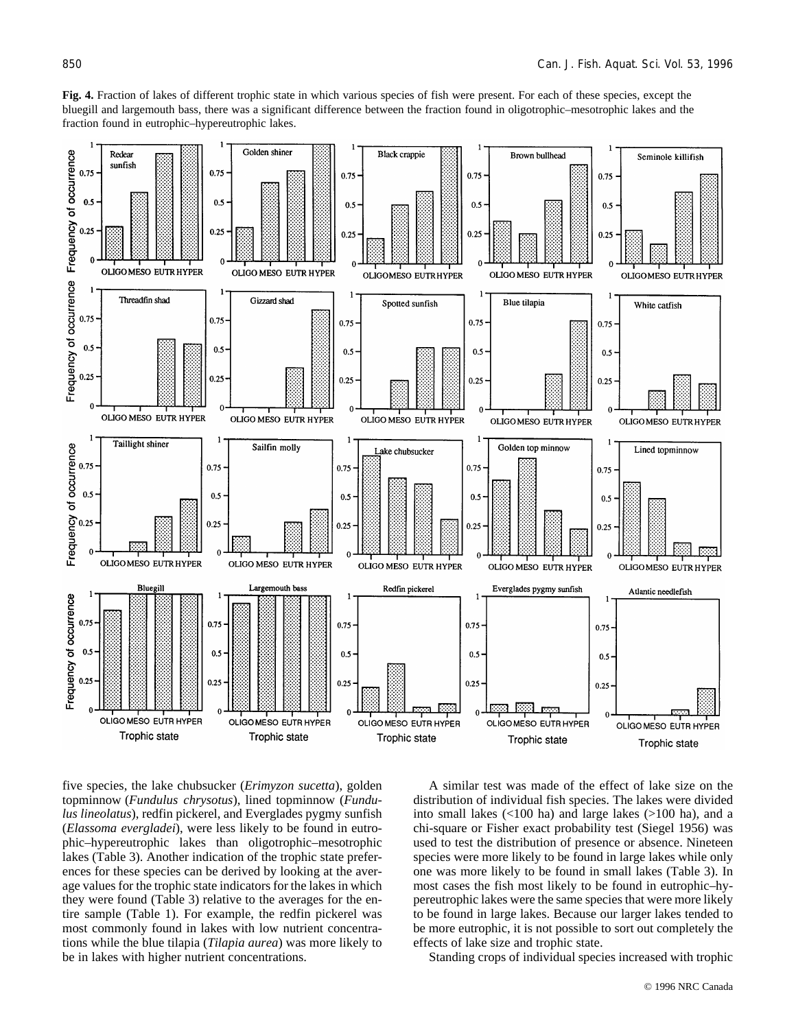**Fig. 4.** Fraction of lakes of different trophic state in which various species of fish were present. For each of these species, except the bluegill and largemouth bass, there was a significant difference between the fraction found in oligotrophic–mesotrophic lakes and the fraction found in eutrophic–hypereutrophic lakes.

five species, the lake chubsucker (*Erimyzon sucetta*), golden topminnow (*Fundulus chrysotus*), lined topminnow (*Fundulus lineolatus*), redfin pickerel, and Everglades pygmy sunfish (*Elassoma evergladei*), were less likely to be found in eutrophic–hypereutrophic lakes than oligotrophic–mesotrophic lakes (Table 3). Another indication of the trophic state preferences for these species can be derived by looking at the average values for the trophic state indicators for the lakes in which they were found (Table 3) relative to the averages for the entire sample (Table 1). For example, the redfin pickerel was most commonly found in lakes with low nutrient concentrations while the blue tilapia (*Tilapia aurea*) was more likely to be in lakes with higher nutrient concentrations.

A similar test was made of the effect of lake size on the distribution of individual fish species. The lakes were divided into small lakes (<100 ha) and large lakes (>100 ha), and a chi-square or Fisher exact probability test (Siegel 1956) was used to test the distribution of presence or absence. Nineteen species were more likely to be found in large lakes while only one was more likely to be found in small lakes (Table 3). In most cases the fish most likely to be found in eutrophic–hypereutrophic lakes were the same species that were more likely to be found in large lakes. Because our larger lakes tended to be more eutrophic, it is not possible to sort out completely the effects of lake size and trophic state.

Standing crops of individual species increased with trophic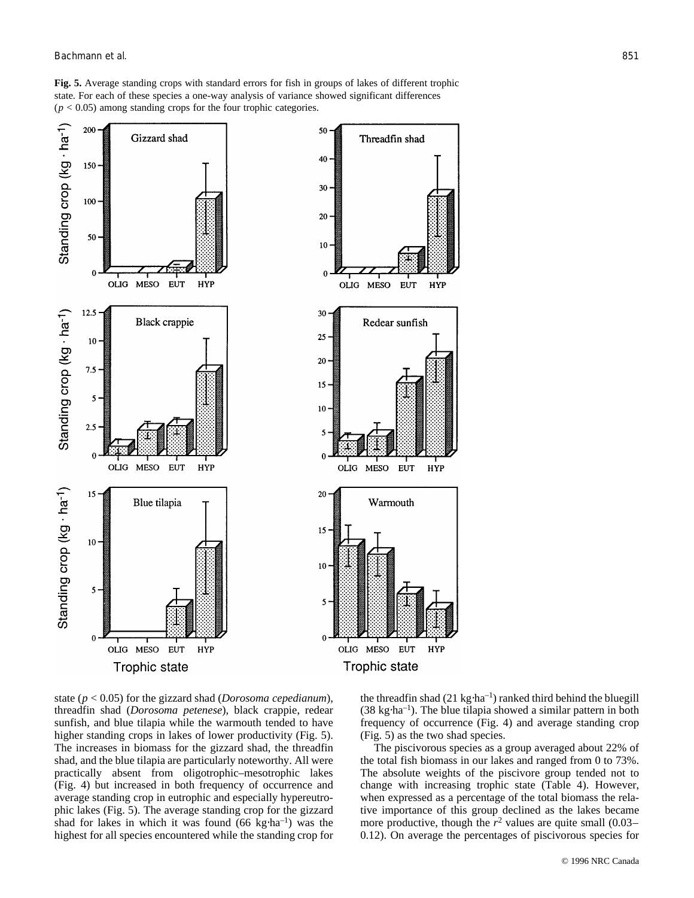**Fig. 5.** Average standing crops with standard errors for fish in groups of lakes of different trophic state. For each of these species a one-way analysis of variance showed significant differences ($p < 0.05$) among standing crops for the four trophic categories.

state ($p < 0.05$) for the gizzard shad (*Dorosoma cepedianum*), threadfin shad (*Dorosoma petenese*), black crappie, redear sunfish, and blue tilapia while the warmouth tended to have higher standing crops in lakes of lower productivity (Fig. 5). The increases in biomass for the gizzard shad, the threadfin shad, and the blue tilapia are particularly noteworthy. All were practically absent from oligotrophic–mesotrophic lakes (Fig. 4) but increased in both frequency of occurrence and average standing crop in eutrophic and especially hypereutrophic lakes (Fig. 5). The average standing crop for the gizzard shad for lakes in which it was found (66 kg·ha$^{-1}$) was the highest for all species encountered while the standing crop for the threadfin shad (21 kg·ha$^{-1}$) ranked third behind the bluegill (38 kg·ha$^{-1}$). The blue tilapia showed a similar pattern in both frequency of occurrence (Fig. 4) and average standing crop (Fig. 5) as the two shad species.

The piscivorous species as a group averaged about 22% of the total fish biomass in our lakes and ranged from 0 to 73%. The absolute weights of the piscivore group tended not to change with increasing trophic state (Table 4). However, when expressed as a percentage of the total biomass the relative importance of this group declined as the lakes became more productive, though the $r^2$ values are quite small (0.03–0.12). On average the percentages of piscivorous species for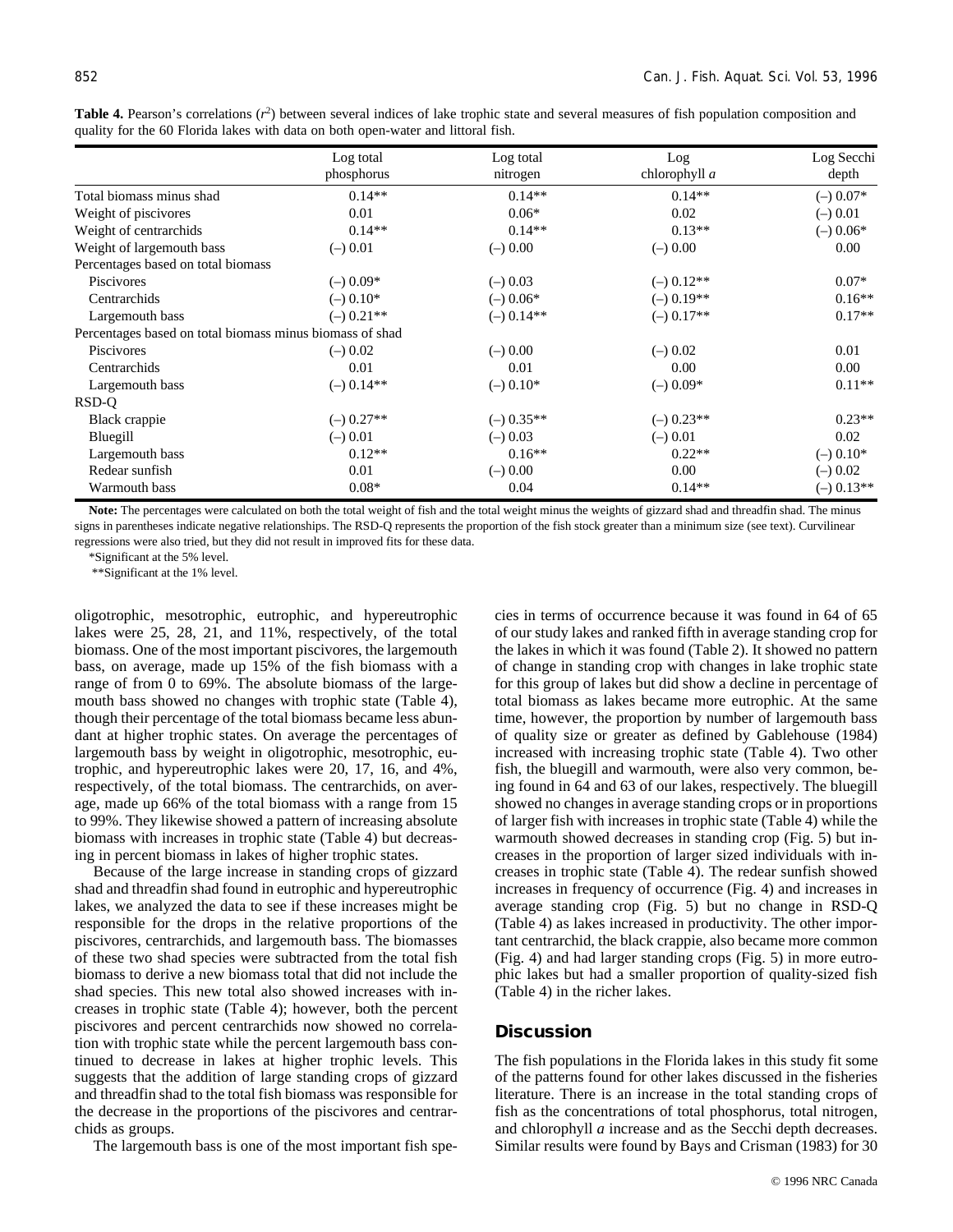**Table 4.** Pearson's correlations ($r^2$) between several indices of lake trophic state and several measures of fish population composition and quality for the 60 Florida lakes with data on both open-water and littoral fish.

| | Log total phosphorus | Log total nitrogen | Log chlorophyll *a* | Log Secchi depth |
|---|---|---|---|---|
| Total biomass minus shad | 0.14** | 0.14** | 0.14** | (–) 0.07* |
| Weight of piscivores | 0.01 | 0.06* | 0.02 | (–) 0.01 |
| Weight of centrarchids | 0.14** | 0.14** | 0.13** | (–) 0.06* |
| Weight of largemouth bass | (–) 0.01 | (–) 0.00 | (–) 0.00 | 0.00 |
| Percentages based on total biomass | | | | |
| Piscivores | (–) 0.09* | (–) 0.03 | (–) 0.12** | 0.07* |
| Centrarchids | (–) 0.10* | (–) 0.06* | (–) 0.19** | 0.16** |
| Largemouth bass | (–) 0.21** | (–) 0.14** | (–) 0.17** | 0.17** |
| Percentages based on total biomass minus biomass of shad | | | | |
| Piscivores | (–) 0.02 | (–) 0.00 | (–) 0.02 | 0.01 |
| Centrarchids | 0.01 | 0.01 | 0.00 | 0.00 |
| Largemouth bass | (–) 0.14** | (–) 0.10* | (–) 0.09* | 0.11** |
| RSD-Q | | | | |
| Black crappie | (–) 0.27** | (–) 0.35** | (–) 0.23** | 0.23** |
| Bluegill | (–) 0.01 | (–) 0.03 | (–) 0.01 | 0.02 |
| Largemouth bass | 0.12** | 0.16** | 0.22** | (–) 0.10* |
| Redear sunfish | 0.01 | (–) 0.00 | 0.00 | (–) 0.02 |
| Warmouth bass | 0.08* | 0.04 | 0.14** | (–) 0.13** |

**Note:** The percentages were calculated on both the total weight of fish and the total weight minus the weights of gizzard shad and threadfin shad. The minus signs in parentheses indicate negative relationships. The RSD-Q represents the proportion of the fish stock greater than a minimum size (see text). Curvilinear regressions were also tried, but they did not result in improved fits for these data.

*Significant at the 5% level.

**Significant at the 1% level.

oligotrophic, mesotrophic, eutrophic, and hypereutrophic lakes were 25, 28, 21, and 11%, respectively, of the total biomass. One of the most important piscivores, the largemouth bass, on average, made up 15% of the fish biomass with a range of from 0 to 69%. The absolute biomass of the largemouth bass showed no changes with trophic state (Table 4), though their percentage of the total biomass became less abundant at higher trophic states. On average the percentages of largemouth bass by weight in oligotrophic, mesotrophic, eutrophic, and hypereutrophic lakes were 20, 17, 16, and 4%, respectively, of the total biomass. The centrarchids, on average, made up 66% of the total biomass with a range from 15 to 99%. They likewise showed a pattern of increasing absolute biomass with increases in trophic state (Table 4) but decreasing in percent biomass in lakes of higher trophic states.

Because of the large increase in standing crops of gizzard shad and threadfin shad found in eutrophic and hypereutrophic lakes, we analyzed the data to see if these increases might be responsible for the drops in the relative proportions of the piscivores, centrarchids, and largemouth bass. The biomasses of these two shad species were subtracted from the total fish biomass to derive a new biomass total that did not include the shad species. This new total also showed increases with increases in trophic state (Table 4); however, both the percent piscivores and percent centrarchids now showed no correlation with trophic state while the percent largemouth bass continued to decrease in lakes at higher trophic levels. This suggests that the addition of large standing crops of gizzard and threadfin shad to the total fish biomass was responsible for the decrease in the proportions of the piscivores and centrarchids as groups.

The largemouth bass is one of the most important fish species in terms of occurrence because it was found in 64 of 65 of our study lakes and ranked fifth in average standing crop for the lakes in which it was found (Table 2). It showed no pattern of change in standing crop with changes in lake trophic state for this group of lakes but did show a decline in percentage of total biomass as lakes became more eutrophic. At the same time, however, the proportion by number of largemouth bass of quality size or greater as defined by Gablehouse (1984) increased with increasing trophic state (Table 4). Two other fish, the bluegill and warmouth, were also very common, being found in 64 and 63 of our lakes, respectively. The bluegill showed no changes in average standing crops or in proportions of larger fish with increases in trophic state (Table 4) while the warmouth showed decreases in standing crop (Fig. 5) but increases in the proportion of larger sized individuals with increases in trophic state (Table 4). The redear sunfish showed increases in frequency of occurrence (Fig. 4) and increases in average standing crop (Fig. 5) but no change in RSD-Q (Table 4) as lakes increased in productivity. The other important centrarchid, the black crappie, also became more common (Fig. 4) and had larger standing crops (Fig. 5) in more eutrophic lakes but had a smaller proportion of quality-sized fish (Table 4) in the richer lakes.

## Discussion

The fish populations in the Florida lakes in this study fit some of the patterns found for other lakes discussed in the fisheries literature. There is an increase in the total standing crops of fish as the concentrations of total phosphorus, total nitrogen, and chlorophyll *a* increase and as the Secchi depth decreases. Similar results were found by Bays and Crisman (1983) for 30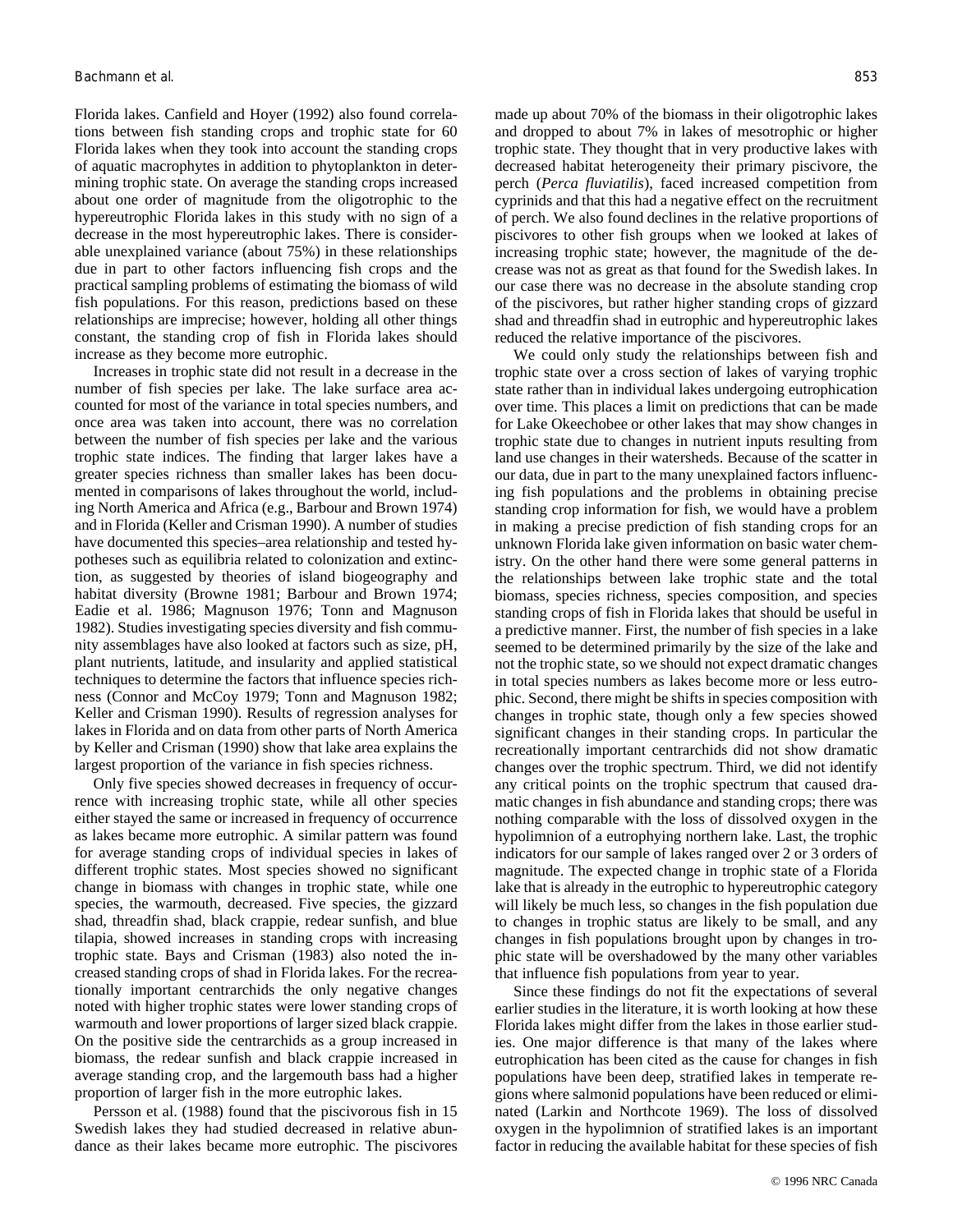Florida lakes. Canfield and Hoyer (1992) also found correlations between fish standing crops and trophic state for 60 Florida lakes when they took into account the standing crops of aquatic macrophytes in addition to phytoplankton in determining trophic state. On average the standing crops increased about one order of magnitude from the oligotrophic to the hypereutrophic Florida lakes in this study with no sign of a decrease in the most hypereutrophic lakes. There is considerable unexplained variance (about 75%) in these relationships due in part to other factors influencing fish crops and the practical sampling problems of estimating the biomass of wild fish populations. For this reason, predictions based on these relationships are imprecise; however, holding all other things constant, the standing crop of fish in Florida lakes should increase as they become more eutrophic.

Increases in trophic state did not result in a decrease in the number of fish species per lake. The lake surface area accounted for most of the variance in total species numbers, and once area was taken into account, there was no correlation between the number of fish species per lake and the various trophic state indices. The finding that larger lakes have a greater species richness than smaller lakes has been documented in comparisons of lakes throughout the world, including North America and Africa (e.g., Barbour and Brown 1974) and in Florida (Keller and Crisman 1990). A number of studies have documented this species–area relationship and tested hypotheses such as equilibria related to colonization and extinction, as suggested by theories of island biogeography and habitat diversity (Browne 1981; Barbour and Brown 1974; Eadie et al. 1986; Magnuson 1976; Tonn and Magnuson 1982). Studies investigating species diversity and fish community assemblages have also looked at factors such as size, pH, plant nutrients, latitude, and insularity and applied statistical techniques to determine the factors that influence species richness (Connor and McCoy 1979; Tonn and Magnuson 1982; Keller and Crisman 1990). Results of regression analyses for lakes in Florida and on data from other parts of North America by Keller and Crisman (1990) show that lake area explains the largest proportion of the variance in fish species richness.

Only five species showed decreases in frequency of occurrence with increasing trophic state, while all other species either stayed the same or increased in frequency of occurrence as lakes became more eutrophic. A similar pattern was found for average standing crops of individual species in lakes of different trophic states. Most species showed no significant change in biomass with changes in trophic state, while one species, the warmouth, decreased. Five species, the gizzard shad, threadfin shad, black crappie, redear sunfish, and blue tilapia, showed increases in standing crops with increasing trophic state. Bays and Crisman (1983) also noted the increased standing crops of shad in Florida lakes. For the recreationally important centrarchids the only negative changes noted with higher trophic states were lower standing crops of warmouth and lower proportions of larger sized black crappie. On the positive side the centrarchids as a group increased in biomass, the redear sunfish and black crappie increased in average standing crop, and the largemouth bass had a higher proportion of larger fish in the more eutrophic lakes.

Persson et al. (1988) found that the piscivorous fish in 15 Swedish lakes they had studied decreased in relative abundance as their lakes became more eutrophic. The piscivores made up about 70% of the biomass in their oligotrophic lakes and dropped to about 7% in lakes of mesotrophic or higher trophic state. They thought that in very productive lakes with decreased habitat heterogeneity their primary piscivore, the perch (*Perca fluviatilis*), faced increased competition from cyprinids and that this had a negative effect on the recruitment of perch. We also found declines in the relative proportions of piscivores to other fish groups when we looked at lakes of increasing trophic state; however, the magnitude of the decrease was not as great as that found for the Swedish lakes. In our case there was no decrease in the absolute standing crop of the piscivores, but rather higher standing crops of gizzard shad and threadfin shad in eutrophic and hypereutrophic lakes reduced the relative importance of the piscivores.

We could only study the relationships between fish and trophic state over a cross section of lakes of varying trophic state rather than in individual lakes undergoing eutrophication over time. This places a limit on predictions that can be made for Lake Okeechobee or other lakes that may show changes in trophic state due to changes in nutrient inputs resulting from land use changes in their watersheds. Because of the scatter in our data, due in part to the many unexplained factors influencing fish populations and the problems in obtaining precise standing crop information for fish, we would have a problem in making a precise prediction of fish standing crops for an unknown Florida lake given information on basic water chemistry. On the other hand there were some general patterns in the relationships between lake trophic state and the total biomass, species richness, species composition, and species standing crops of fish in Florida lakes that should be useful in a predictive manner. First, the number of fish species in a lake seemed to be determined primarily by the size of the lake and not the trophic state, so we should not expect dramatic changes in total species numbers as lakes become more or less eutrophic. Second, there might be shifts in species composition with changes in trophic state, though only a few species showed significant changes in their standing crops. In particular the recreationally important centrarchids did not show dramatic changes over the trophic spectrum. Third, we did not identify any critical points on the trophic spectrum that caused dramatic changes in fish abundance and standing crops; there was nothing comparable with the loss of dissolved oxygen in the hypolimnion of a eutrophying northern lake. Last, the trophic indicators for our sample of lakes ranged over 2 or 3 orders of magnitude. The expected change in trophic state of a Florida lake that is already in the eutrophic to hypereutrophic category will likely be much less, so changes in the fish population due to changes in trophic status are likely to be small, and any changes in fish populations brought upon by changes in trophic state will be overshadowed by the many other variables that influence fish populations from year to year.

Since these findings do not fit the expectations of several earlier studies in the literature, it is worth looking at how these Florida lakes might differ from the lakes in those earlier studies. One major difference is that many of the lakes where eutrophication has been cited as the cause for changes in fish populations have been deep, stratified lakes in temperate regions where salmonid populations have been reduced or eliminated (Larkin and Northcote 1969). The loss of dissolved oxygen in the hypolimnion of stratified lakes is an important factor in reducing the available habitat for these species of fish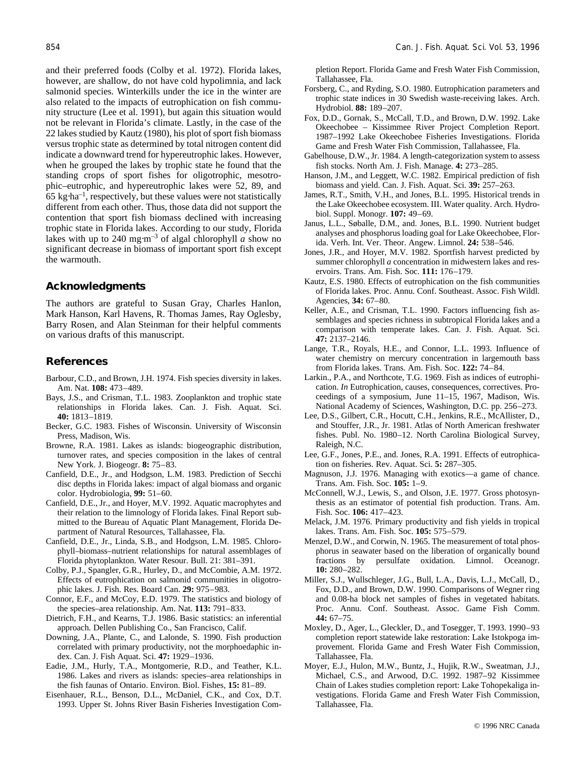and their preferred foods (Colby et al. 1972). Florida lakes, however, are shallow, do not have cold hypolimnia, and lack salmonid species. Winterkills under the ice in the winter are also related to the impacts of eutrophication on fish community structure (Lee et al. 1991), but again this situation would not be relevant in Florida's climate. Lastly, in the case of the 22 lakes studied by Kautz (1980), his plot of sport fish biomass versus trophic state as determined by total nitrogen content did indicate a downward trend for hypereutrophic lakes. However, when he grouped the lakes by trophic state he found that the standing crops of sport fishes for oligotrophic, mesotrophic–eutrophic, and hypereutrophic lakes were 52, 89, and 65 $kg \cdot ha^{-1}$, respectively, but these values were not statistically different from each other. Thus, those data did not support the contention that sport fish biomass declined with increasing trophic state in Florida lakes. According to our study, Florida lakes with up to 240 $mg \cdot m^{-3}$ of algal chlorophyll *a* show no significant decrease in biomass of important sport fish except the warmouth.

## Acknowledgments

The authors are grateful to Susan Gray, Charles Hanlon, Mark Hanson, Karl Havens, R. Thomas James, Ray Oglesby, Barry Rosen, and Alan Steinman for their helpful comments on various drafts of this manuscript.

## References

Barbour, C.D., and Brown, J.H. 1974. Fish species diversity in lakes. Am. Nat. **108:** 473–489.

Bays, J.S., and Crisman, T.L. 1983. Zooplankton and trophic state relationships in Florida lakes. Can. J. Fish. Aquat. Sci. **40:** 1813–1819.

Becker, G.C. 1983. Fishes of Wisconsin. University of Wisconsin Press, Madison, Wis.

Browne, R.A. 1981. Lakes as islands: biogeographic distribution, turnover rates, and species composition in the lakes of central New York. J. Biogeogr. **8:** 75–83.

Canfield, D.E., Jr., and Hodgson, L.M. 1983. Prediction of Secchi disc depths in Florida lakes: impact of algal biomass and organic color. Hydrobiologia, **99:** 51–60.

Canfield, D.E., Jr., and Hoyer, M.V. 1992. Aquatic macrophytes and their relation to the limnology of Florida lakes. Final Report submitted to the Bureau of Aquatic Plant Management, Florida Department of Natural Resources, Tallahassee, Fla.

Canfield, D.E., Jr., Linda, S.B., and Hodgson, L.M. 1985. Chlorophyll–biomass–nutrient relationships for natural assemblages of Florida phytoplankton. Water Resour. Bull. 21: 381–391.

Colby, P.J., Spangler, G.R., Hurley, D., and McCombie, A.M. 1972. Effects of eutrophication on salmonid communities in oligotrophic lakes. J. Fish. Res. Board Can. **29:** 975–983.

Connor, E.F., and McCoy, E.D. 1979. The statistics and biology of the species–area relationship. Am. Nat. **113:** 791–833.

Dietrich, F.H., and Kearns, T.J. 1986. Basic statistics: an inferential approach. Dellen Publishing Co., San Francisco, Calif.

Downing, J.A., Plante, C., and Lalonde, S. 1990. Fish production correlated with primary productivity, not the morphoedaphic index. Can. J. Fish Aquat. Sci. **47:** 1929–1936.

Eadie, J.M., Hurly, T.A., Montgomerie, R.D., and Teather, K.L. 1986. Lakes and rivers as islands: species–area relationships in the fish faunas of Ontario. Environ. Biol. Fishes, **15:** 81–89.

Eisenhauer, R.L., Benson, D.L., McDaniel, C.K., and Cox, D.T. 1993. Upper St. Johns River Basin Fisheries Investigation Completion Report. Florida Game and Fresh Water Fish Commission, Tallahassee, Fla.

Forsberg, C., and Ryding, S.O. 1980. Eutrophication parameters and trophic state indices in 30 Swedish waste-receiving lakes. Arch. Hydrobiol. **88:** 189–207.

Fox, D.D., Gornak, S., McCall, T.D., and Brown, D.W. 1992. Lake Okeechobee – Kissimmee River Project Completion Report. 1987–1992 Lake Okeechobee Fisheries Investigations. Florida Game and Fresh Water Fish Commission, Tallahassee, Fla.

Gabelhouse, D.W., Jr. 1984. A length-categorization system to assess fish stocks. North Am. J. Fish. Manage. **4:** 273–285.

Hanson, J.M., and Leggett, W.C. 1982. Empirical prediction of fish biomass and yield. Can. J. Fish. Aquat. Sci. **39:** 257–263.

James, R.T., Smith, V.H., and Jones, B.L. 1995. Historical trends in the Lake Okeechobee ecosystem. III. Water quality. Arch. Hydrobiol. Suppl. Monogr. **107:** 49–69.

Janus, L.L., Søballe, D.M., and. Jones, B.L. 1990. Nutrient budget analyses and phosphorus loading goal for Lake Okeechobee, Florida. Verh. Int. Ver. Theor. Angew. Limnol. **24:** 538–546.

Jones, J.R., and Hoyer, M.V. 1982. Sportfish harvest predicted by summer chlorophyll *a* concentration in midwestern lakes and reservoirs. Trans. Am. Fish. Soc. **111:** 176–179.

Kautz, E.S. 1980. Effects of eutrophication on the fish communities of Florida lakes. Proc. Annu. Conf. Southeast. Assoc. Fish Wildl. Agencies, **34:** 67–80.

Keller, A.E., and Crisman, T.L. 1990. Factors influencing fish assemblages and species richness in subtropical Florida lakes and a comparison with temperate lakes. Can. J. Fish. Aquat. Sci. **47:** 2137–2146.

Lange, T.R., Royals, H.E., and Connor, L.L. 1993. Influence of water chemistry on mercury concentration in largemouth bass from Florida lakes. Trans. Am. Fish. Soc. **122:** 74–84.

Larkin., P.A., and Northcote, T.G. 1969. Fish as indices of eutrophication. *In* Eutrophication, causes, consequences, correctives. Proceedings of a symposium, June 11–15, 1967, Madison, Wis. National Academy of Sciences, Washington, D.C. pp. 256–273.

Lee, D.S., Gilbert, C.R., Hocutt, C.H., Jenkins, R.E., McAllister, D., and Stouffer, J.R., Jr. 1981. Atlas of North American freshwater fishes. Publ. No. 1980–12. North Carolina Biological Survey, Raleigh, N.C.

Lee, G.F., Jones, P.E., and. Jones, R.A. 1991. Effects of eutrophication on fisheries. Rev. Aquat. Sci. **5:** 287–305.

Magnuson, J.J. 1976. Managing with exotics—a game of chance. Trans. Am. Fish. Soc. **105:** 1–9.

McConnell, W.J., Lewis, S., and Olson, J.E. 1977. Gross photosynthesis as an estimator of potential fish production. Trans. Am. Fish. Soc. **106:** 417–423.

Melack, J.M. 1976. Primary productivity and fish yields in tropical lakes. Trans. Am. Fish. Soc. **105:** 575–579.

Menzel, D.W., and Corwin, N. 1965. The measurement of total phosphorus in seawater based on the liberation of organically bound fractions by persulfate oxidation. Limnol. Oceanogr. **10:** 280–282.

Miller, S.J., Wullschleger, J.G., Bull, L.A., Davis, L.J., McCall, D., Fox, D.D., and Brown, D.W. 1990. Comparisons of Wegner ring and 0.08-ha block net samples of fishes in vegetated habitats. Proc. Annu. Conf. Southeast. Assoc. Game Fish Comm. **44:** 67–75.

Moxley, D., Ager, L., Gleckler, D., and Tosegger, T. 1993. 1990–93 completion report statewide lake restoration: Lake Istokpoga improvement. Florida Game and Fresh Water Fish Commission, Tallahassee, Fla.

Moyer, E.J., Hulon, M.W., Buntz, J., Hujik, R.W., Sweatman, J.J., Michael, C.S., and Arwood, D.C. 1992. 1987–92 Kissimmee Chain of Lakes studies completion report: Lake Tohopekaliga investigations. Florida Game and Fresh Water Fish Commission, Tallahassee, Fla.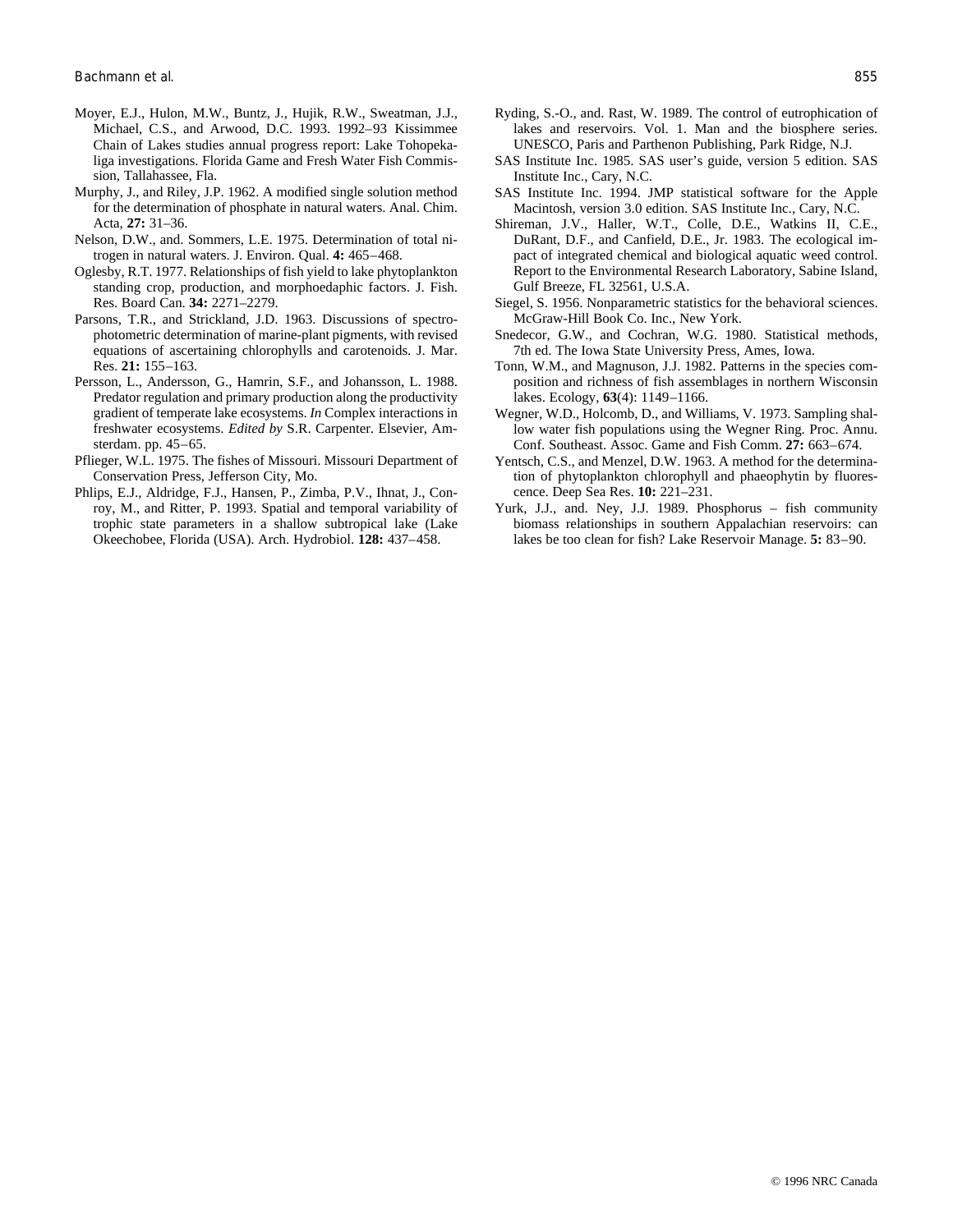Moyer, E.J., Hulon, M.W., Buntz, J., Hujik, R.W., Sweatman, J.J., Michael, C.S., and Arwood, D.C. 1993. 1992–93 Kissimmee Chain of Lakes studies annual progress report: Lake Tohopekaliga investigations. Florida Game and Fresh Water Fish Commission, Tallahassee, Fla.

Murphy, J., and Riley, J.P. 1962. A modified single solution method for the determination of phosphate in natural waters. Anal. Chim. Acta, **27:** 31–36.

Nelson, D.W., and. Sommers, L.E. 1975. Determination of total nitrogen in natural waters. J. Environ. Qual. **4:** 465–468.

Oglesby, R.T. 1977. Relationships of fish yield to lake phytoplankton standing crop, production, and morphoedaphic factors. J. Fish. Res. Board Can. **34:** 2271–2279.

Parsons, T.R., and Strickland, J.D. 1963. Discussions of spectrophotometric determination of marine-plant pigments, with revised equations of ascertaining chlorophylls and carotenoids. J. Mar. Res. **21:** 155–163.

Persson, L., Andersson, G., Hamrin, S.F., and Johansson, L. 1988. Predator regulation and primary production along the productivity gradient of temperate lake ecosystems. *In* Complex interactions in freshwater ecosystems. *Edited by* S.R. Carpenter. Elsevier, Amsterdam. pp. 45–65.

Pflieger, W.L. 1975. The fishes of Missouri. Missouri Department of Conservation Press, Jefferson City, Mo.

Phlips, E.J., Aldridge, F.J., Hansen, P., Zimba, P.V., Ihnat, J., Conroy, M., and Ritter, P. 1993. Spatial and temporal variability of trophic state parameters in a shallow subtropical lake (Lake Okeechobee, Florida (USA). Arch. Hydrobiol. **128:** 437–458.

Ryding, S.-O., and. Rast, W. 1989. The control of eutrophication of lakes and reservoirs. Vol. 1. Man and the biosphere series. UNESCO, Paris and Parthenon Publishing, Park Ridge, N.J.

SAS Institute Inc. 1985. SAS user's guide, version 5 edition. SAS Institute Inc., Cary, N.C.

SAS Institute Inc. 1994. JMP statistical software for the Apple Macintosh, version 3.0 edition. SAS Institute Inc., Cary, N.C.

Shireman, J.V., Haller, W.T., Colle, D.E., Watkins II, C.E., DuRant, D.F., and Canfield, D.E., Jr. 1983. The ecological impact of integrated chemical and biological aquatic weed control. Report to the Environmental Research Laboratory, Sabine Island, Gulf Breeze, FL 32561, U.S.A.

Siegel, S. 1956. Nonparametric statistics for the behavioral sciences. McGraw-Hill Book Co. Inc., New York.

Snedecor, G.W., and Cochran, W.G. 1980. Statistical methods, 7th ed. The Iowa State University Press, Ames, Iowa.

Tonn, W.M., and Magnuson, J.J. 1982. Patterns in the species composition and richness of fish assemblages in northern Wisconsin lakes. Ecology, **63**(4): 1149–1166.

Wegner, W.D., Holcomb, D., and Williams, V. 1973. Sampling shallow water fish populations using the Wegner Ring. Proc. Annu. Conf. Southeast. Assoc. Game and Fish Comm. **27:** 663–674.

Yentsch, C.S., and Menzel, D.W. 1963. A method for the determination of phytoplankton chlorophyll and phaeophytin by fluorescence. Deep Sea Res. **10:** 221–231.

Yurk, J.J., and. Ney, J.J. 1989. Phosphorus – fish community biomass relationships in southern Appalachian reservoirs: can lakes be too clean for fish? Lake Reservoir Manage. **5:** 83–90.